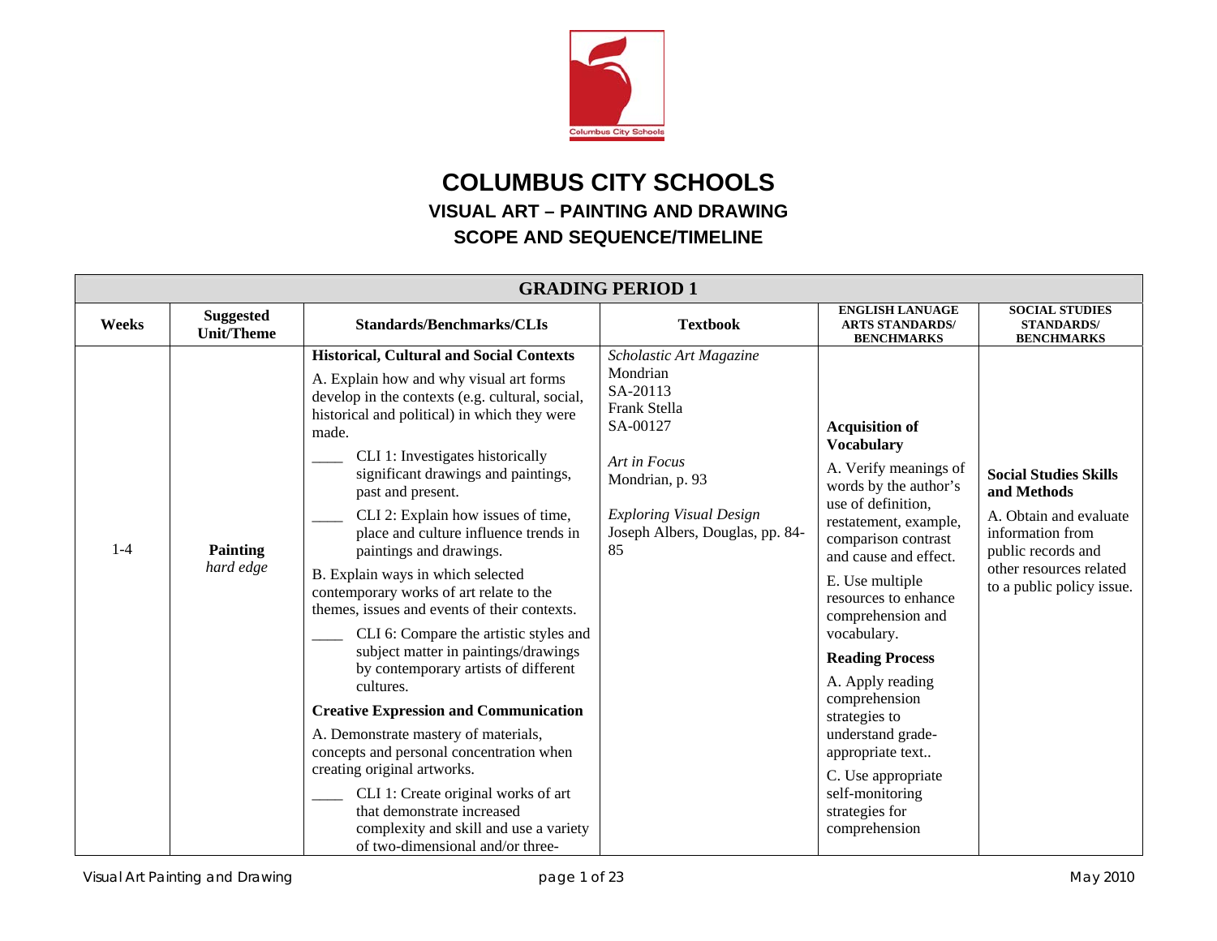# COLUMBUS CITY SCHOOLS

## VISUAL ART – PAINTING AND DRAWING

## SCOPE AND SEQUENCE/TIMELINE

| GRADING PERIOD 1 | | | | | |
|---|---|---|---|---|---|
| **Weeks** | **Suggested Unit/Theme** | **Standards/Benchmarks/CLIs** | **Textbook** | **ENGLISH LANUAGE ARTS STANDARDS/ BENCHMARKS** | **SOCIAL STUDIES STANDARDS/ BENCHMARKS** |
| 1-4 | **Painting** *hard edge* | **Historical, Cultural and Social Contexts**<br>A. Explain how and why visual art forms develop in the contexts (e.g. cultural, social, historical and political) in which they were made.<br>____ CLI 1: Investigates historically significant drawings and paintings, past and present.<br>____ CLI 2: Explain how issues of time, place and culture influence trends in paintings and drawings.<br>B. Explain ways in which selected contemporary works of art relate to the themes, issues and events of their contexts.<br>____ CLI 6: Compare the artistic styles and subject matter in paintings/drawings by contemporary artists of different cultures.<br>**Creative Expression and Communication**<br>A. Demonstrate mastery of materials, concepts and personal concentration when creating original artworks.<br>____ CLI 1: Create original works of art that demonstrate increased complexity and skill and use a variety of two-dimensional and/or three- | *Scholastic Art Magazine*<br>Mondrian<br>SA-20113<br>Frank Stella<br>SA-00127<br><br>*Art in Focus*<br>Mondrian, p. 93<br><br>*Exploring Visual Design*<br>Joseph Albers, Douglas, pp. 84-85 | **Acquisition of Vocabulary**<br>A. Verify meanings of words by the author's use of definition, restatement, example, comparison contrast and cause and effect.<br>E. Use multiple resources to enhance comprehension and vocabulary.<br>**Reading Process**<br>A. Apply reading comprehension strategies to understand grade-appropriate text..<br>C. Use appropriate self-monitoring strategies for comprehension | **Social Studies Skills and Methods**<br>A. Obtain and evaluate information from public records and other resources related to a public policy issue. |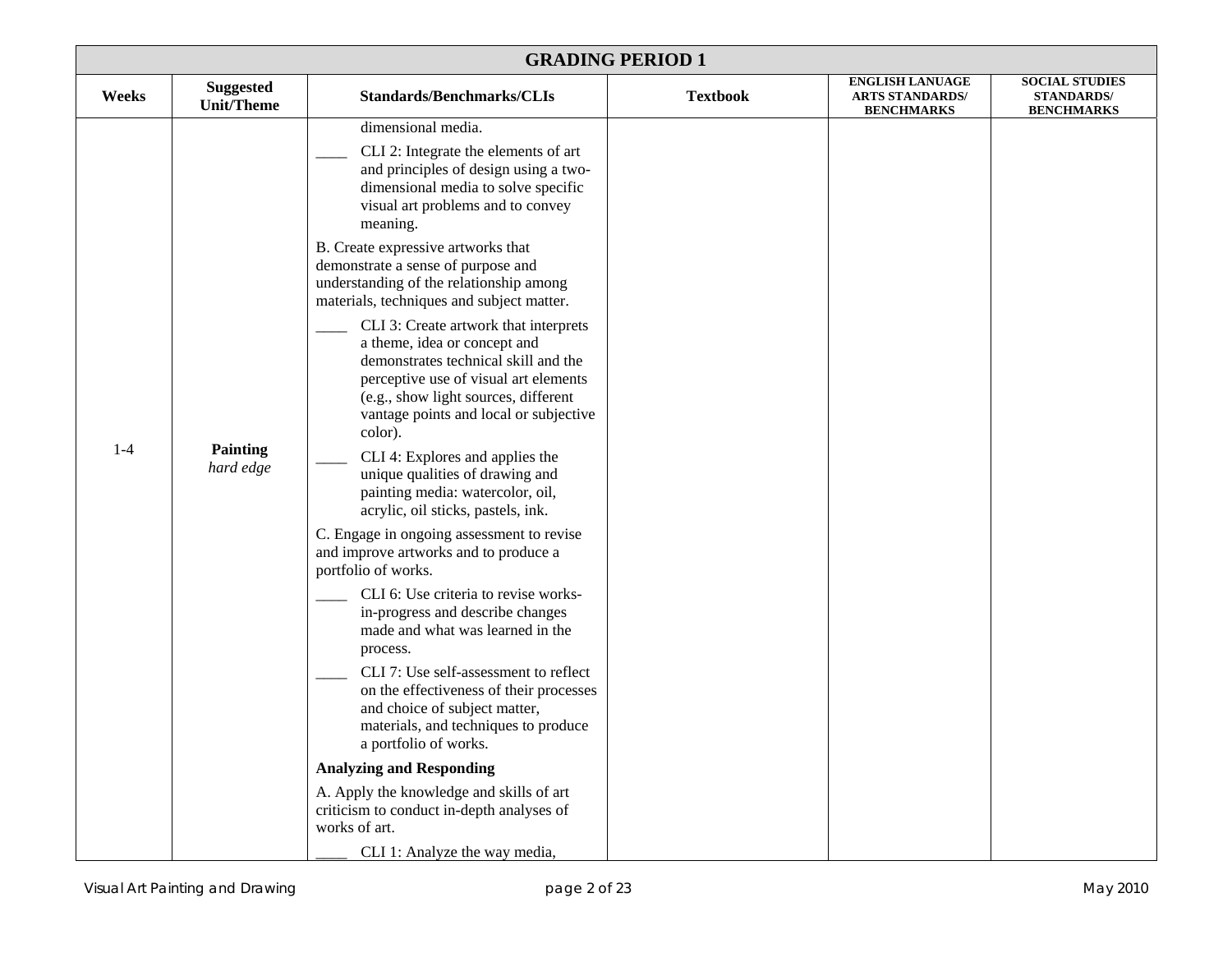| GRADING PERIOD 1 | | | | | |
|---|---|---|---|---|---|
| **Weeks** | **Suggested Unit/Theme** | **Standards/Benchmarks/CLIs** | **Textbook** | **ENGLISH LANUAGE ARTS STANDARDS/ BENCHMARKS** | **SOCIAL STUDIES STANDARDS/ BENCHMARKS** |
| 1-4 | **Painting** *hard edge* | dimensional media.<br>____ CLI 2: Integrate the elements of art and principles of design using a two-dimensional media to solve specific visual art problems and to convey meaning.<br>B. Create expressive artworks that demonstrate a sense of purpose and understanding of the relationship among materials, techniques and subject matter.<br>____ CLI 3: Create artwork that interprets a theme, idea or concept and demonstrates technical skill and the perceptive use of visual art elements (e.g., show light sources, different vantage points and local or subjective color).<br>____ CLI 4: Explores and applies the unique qualities of drawing and painting media: watercolor, oil, acrylic, oil sticks, pastels, ink.<br>C. Engage in ongoing assessment to revise and improve artworks and to produce a portfolio of works.<br>____ CLI 6: Use criteria to revise works-in-progress and describe changes made and what was learned in the process.<br>____ CLI 7: Use self-assessment to reflect on the effectiveness of their processes and choice of subject matter, materials, and techniques to produce a portfolio of works.<br>**Analyzing and Responding**<br>A. Apply the knowledge and skills of art criticism to conduct in-depth analyses of works of art.<br>____ CLI 1: Analyze the way media, | | | |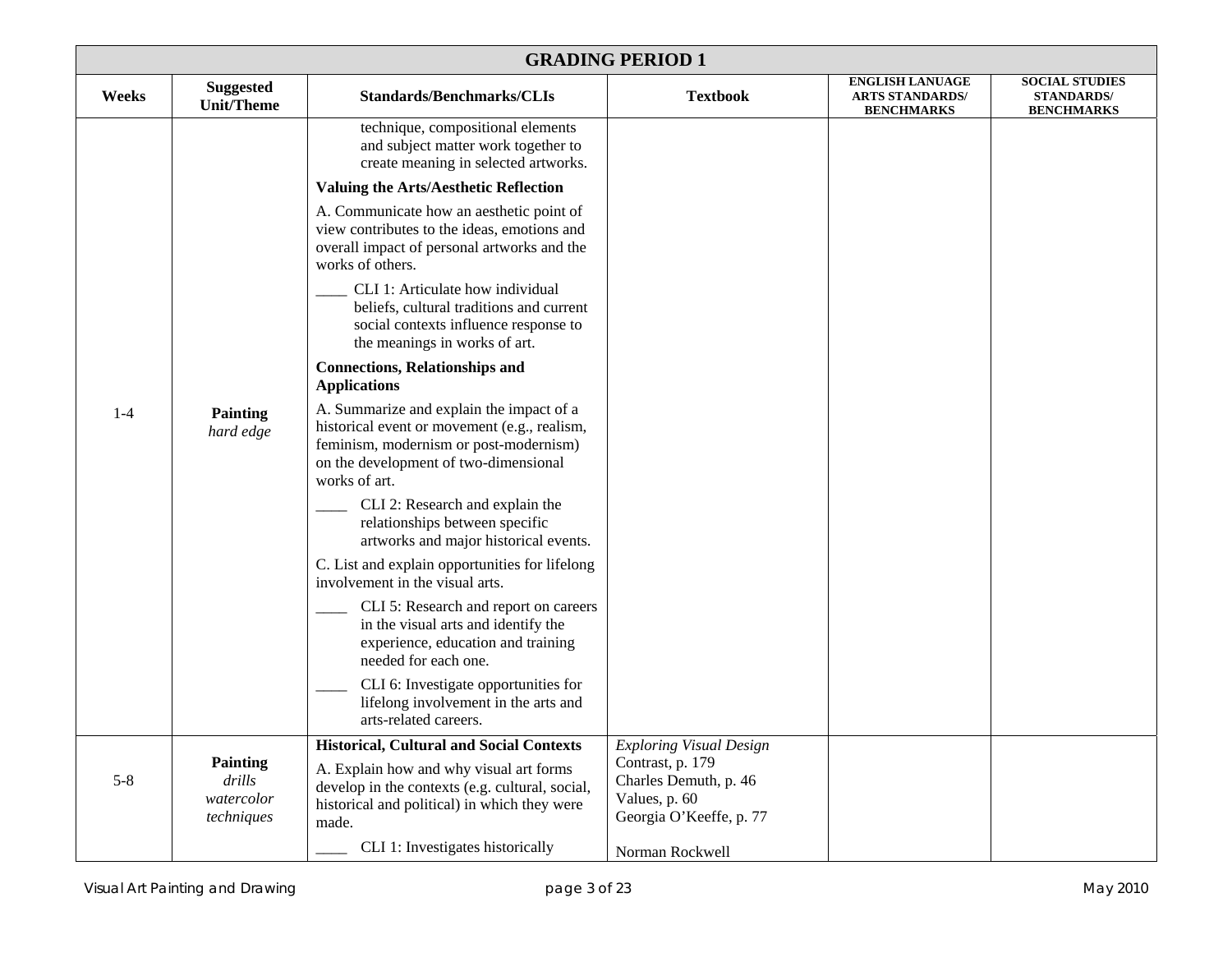| GRADING PERIOD 1 | | | | | |
|---|---|---|---|---|---|
| **Weeks** | **Suggested Unit/Theme** | **Standards/Benchmarks/CLIs** | **Textbook** | **ENGLISH LANUAGE ARTS STANDARDS/ BENCHMARKS** | **SOCIAL STUDIES STANDARDS/ BENCHMARKS** |
| 1-4 | **Painting** *hard edge* | technique, compositional elements and subject matter work together to create meaning in selected artworks.<br>**Valuing the Arts/Aesthetic Reflection**<br>A. Communicate how an aesthetic point of view contributes to the ideas, emotions and overall impact of personal artworks and the works of others.<br>____ CLI 1: Articulate how individual beliefs, cultural traditions and current social contexts influence response to the meanings in works of art.<br>**Connections, Relationships and Applications**<br>A. Summarize and explain the impact of a historical event or movement (e.g., realism, feminism, modernism or post-modernism) on the development of two-dimensional works of art.<br>____ CLI 2: Research and explain the relationships between specific artworks and major historical events.<br>C. List and explain opportunities for lifelong involvement in the visual arts.<br>____ CLI 5: Research and report on careers in the visual arts and identify the experience, education and training needed for each one.<br>____ CLI 6: Investigate opportunities for lifelong involvement in the arts and arts-related careers. | | | |
| 5-8 | **Painting** *drills watercolor techniques* | **Historical, Cultural and Social Contexts**<br>A. Explain how and why visual art forms develop in the contexts (e.g. cultural, social, historical and political) in which they were made.<br>____ CLI 1: Investigates historically | *Exploring Visual Design*<br>Contrast, p. 179<br>Charles Demuth, p. 46<br>Values, p. 60<br>Georgia O'Keeffe, p. 77<br><br>Norman Rockwell | | |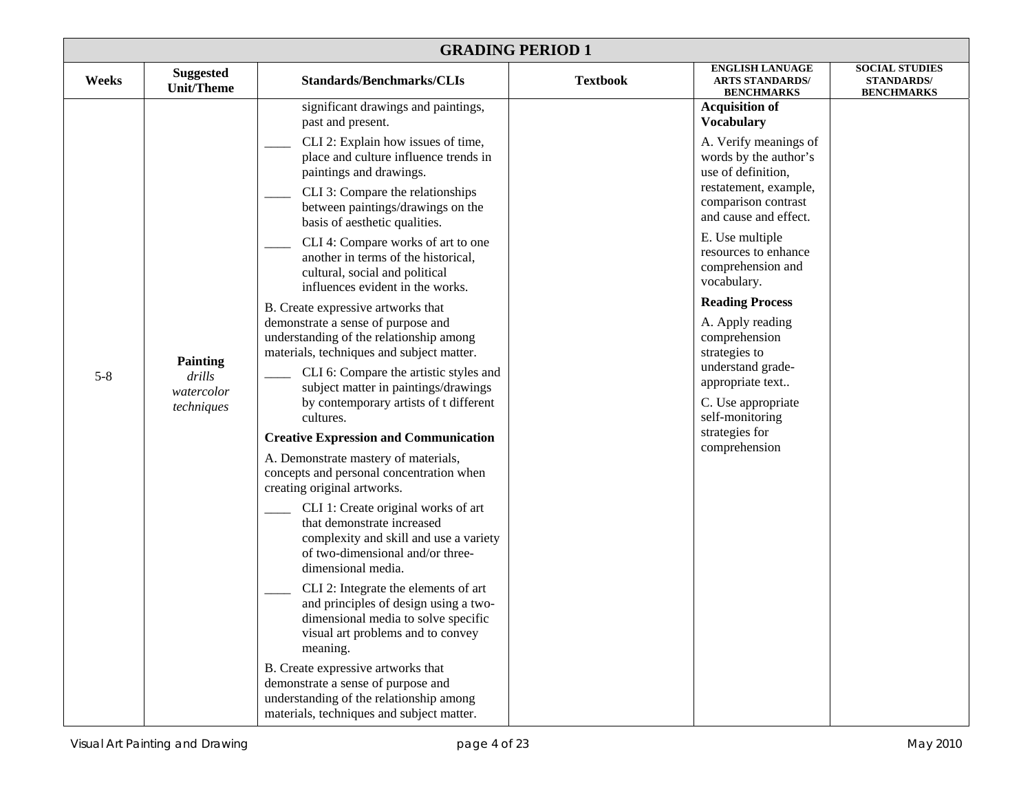| GRADING PERIOD 1 | | | | | |
|---|---|---|---|---|---|
| **Weeks** | **Suggested Unit/Theme** | **Standards/Benchmarks/CLIs** | **Textbook** | **ENGLISH LANUAGE ARTS STANDARDS/ BENCHMARKS** | **SOCIAL STUDIES STANDARDS/ BENCHMARKS** |
| 5-8 | **Painting** *drills* *watercolor* *techniques* | significant drawings and paintings, past and present.<br>____ CLI 2: Explain how issues of time, place and culture influence trends in paintings and drawings.<br>____ CLI 3: Compare the relationships between paintings/drawings on the basis of aesthetic qualities.<br>____ CLI 4: Compare works of art to one another in terms of the historical, cultural, social and political influences evident in the works.<br>B. Create expressive artworks that demonstrate a sense of purpose and understanding of the relationship among materials, techniques and subject matter.<br>____ CLI 6: Compare the artistic styles and subject matter in paintings/drawings by contemporary artists of t different cultures.<br>**Creative Expression and Communication**<br>A. Demonstrate mastery of materials, concepts and personal concentration when creating original artworks.<br>____ CLI 1: Create original works of art that demonstrate increased complexity and skill and use a variety of two-dimensional and/or three-dimensional media.<br>____ CLI 2: Integrate the elements of art and principles of design using a two-dimensional media to solve specific visual art problems and to convey meaning.<br>B. Create expressive artworks that demonstrate a sense of purpose and understanding of the relationship among materials, techniques and subject matter. | | **Acquisition of Vocabulary**<br>A. Verify meanings of words by the author's use of definition, restatement, example, comparison contrast and cause and effect.<br>E. Use multiple resources to enhance comprehension and vocabulary.<br>**Reading Process**<br>A. Apply reading comprehension strategies to understand grade-appropriate text..<br>C. Use appropriate self-monitoring strategies for comprehension | |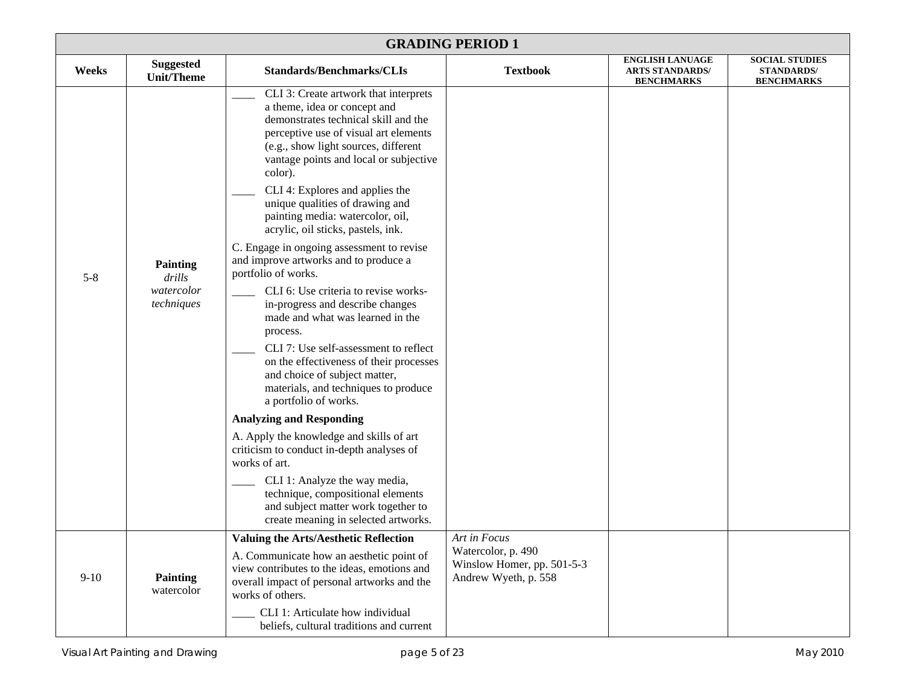| GRADING PERIOD 1 | | | | | |
|---|---|---|---|---|---|
| **Weeks** | **Suggested Unit/Theme** | **Standards/Benchmarks/CLIs** | **Textbook** | **ENGLISH LANUAGE ARTS STANDARDS/ BENCHMARKS** | **SOCIAL STUDIES STANDARDS/ BENCHMARKS** |
| 5-8 | **Painting** *drills* *watercolor* *techniques* | ____ CLI 3: Create artwork that interprets a theme, idea or concept and demonstrates technical skill and the perceptive use of visual art elements (e.g., show light sources, different vantage points and local or subjective color).<br>____ CLI 4: Explores and applies the unique qualities of drawing and painting media: watercolor, oil, acrylic, oil sticks, pastels, ink.<br>C. Engage in ongoing assessment to revise and improve artworks and to produce a portfolio of works.<br>____ CLI 6: Use criteria to revise works-in-progress and describe changes made and what was learned in the process.<br>____ CLI 7: Use self-assessment to reflect on the effectiveness of their processes and choice of subject matter, materials, and techniques to produce a portfolio of works.<br>**Analyzing and Responding**<br>A. Apply the knowledge and skills of art criticism to conduct in-depth analyses of works of art.<br>____ CLI 1: Analyze the way media, technique, compositional elements and subject matter work together to create meaning in selected artworks. | | | |
| 9-10 | **Painting** watercolor | **Valuing the Arts/Aesthetic Reflection**<br>A. Communicate how an aesthetic point of view contributes to the ideas, emotions and overall impact of personal artworks and the works of others.<br>____ CLI 1: Articulate how individual beliefs, cultural traditions and current | *Art in Focus*<br>Watercolor, p. 490<br>Winslow Homer, pp. 501-5-3<br>Andrew Wyeth, p. 558 | | |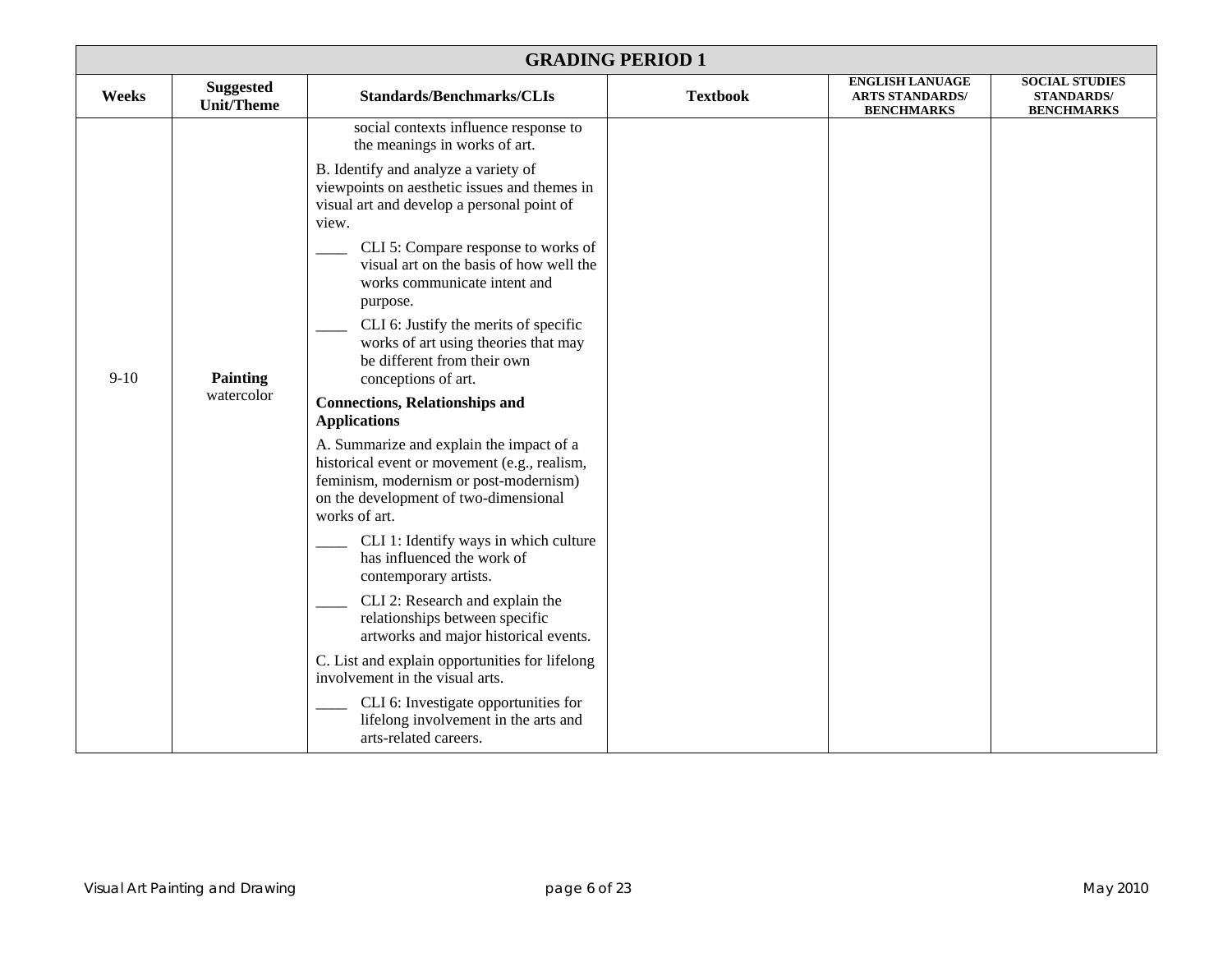| GRADING PERIOD 1 | | | | | |
|---|---|---|---|---|---|
| **Weeks** | **Suggested Unit/Theme** | **Standards/Benchmarks/CLIs** | **Textbook** | **ENGLISH LANUAGE ARTS STANDARDS/ BENCHMARKS** | **SOCIAL STUDIES STANDARDS/ BENCHMARKS** |
| 9-10 | **Painting** watercolor | social contexts influence response to the meanings in works of art.<br><br>B. Identify and analyze a variety of viewpoints on aesthetic issues and themes in visual art and develop a personal point of view.<br><br>____ CLI 5: Compare response to works of visual art on the basis of how well the works communicate intent and purpose.<br><br>____ CLI 6: Justify the merits of specific works of art using theories that may be different from their own conceptions of art.<br><br>**Connections, Relationships and Applications**<br><br>A. Summarize and explain the impact of a historical event or movement (e.g., realism, feminism, modernism or post-modernism) on the development of two-dimensional works of art.<br><br>____ CLI 1: Identify ways in which culture has influenced the work of contemporary artists.<br><br>____ CLI 2: Research and explain the relationships between specific artworks and major historical events.<br><br>C. List and explain opportunities for lifelong involvement in the visual arts.<br><br>____ CLI 6: Investigate opportunities for lifelong involvement in the arts and arts-related careers. | | | |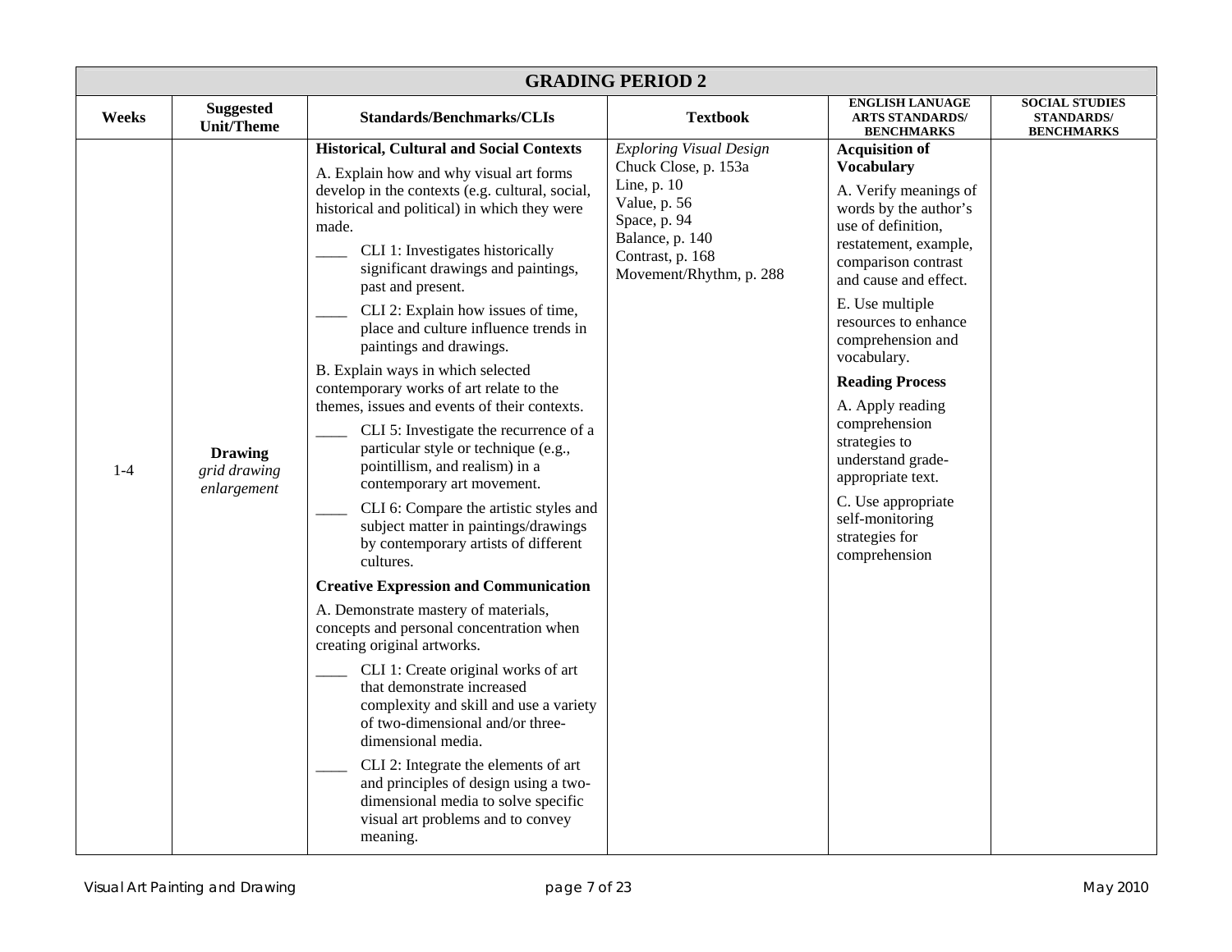| GRADING PERIOD 2 | | | | | |
|---|---|---|---|---|---|
| **Weeks** | **Suggested Unit/Theme** | **Standards/Benchmarks/CLIs** | **Textbook** | **ENGLISH LANUAGE ARTS STANDARDS/ BENCHMARKS** | **SOCIAL STUDIES STANDARDS/ BENCHMARKS** |
| 1-4 | **Drawing** *grid drawing enlargement* | **Historical, Cultural and Social Contexts**<br>A. Explain how and why visual art forms develop in the contexts (e.g. cultural, social, historical and political) in which they were made.<br>____ CLI 1: Investigates historically significant drawings and paintings, past and present.<br>____ CLI 2: Explain how issues of time, place and culture influence trends in paintings and drawings.<br>B. Explain ways in which selected contemporary works of art relate to the themes, issues and events of their contexts.<br>____ CLI 5: Investigate the recurrence of a particular style or technique (e.g., pointillism, and realism) in a contemporary art movement.<br>____ CLI 6: Compare the artistic styles and subject matter in paintings/drawings by contemporary artists of different cultures.<br>**Creative Expression and Communication**<br>A. Demonstrate mastery of materials, concepts and personal concentration when creating original artworks.<br>____ CLI 1: Create original works of art that demonstrate increased complexity and skill and use a variety of two-dimensional and/or three-dimensional media.<br>____ CLI 2: Integrate the elements of art and principles of design using a two-dimensional media to solve specific visual art problems and to convey meaning. | *Exploring Visual Design*<br>Chuck Close, p. 153a<br>Line, p. 10<br>Value, p. 56<br>Space, p. 94<br>Balance, p. 140<br>Contrast, p. 168<br>Movement/Rhythm, p. 288 | **Acquisition of Vocabulary**<br>A. Verify meanings of words by the author's use of definition, restatement, example, comparison contrast and cause and effect.<br>E. Use multiple resources to enhance comprehension and vocabulary.<br>**Reading Process**<br>A. Apply reading comprehension strategies to understand grade-appropriate text.<br>C. Use appropriate self-monitoring strategies for comprehension | |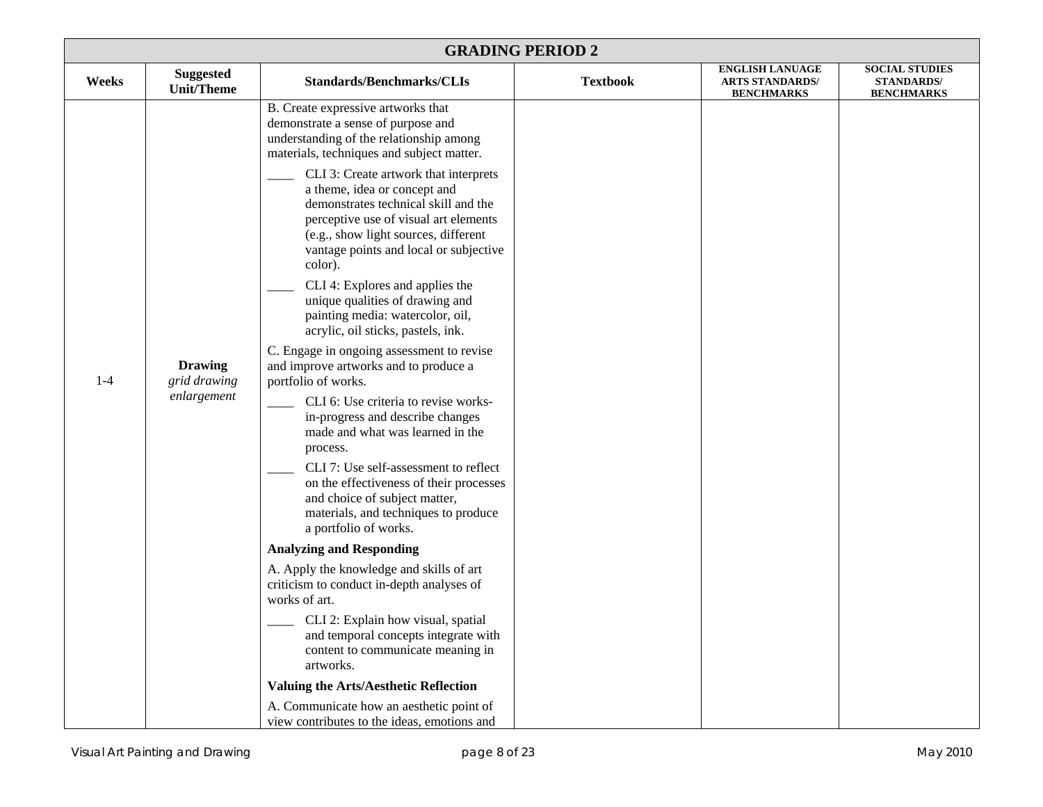| GRADING PERIOD 2 | | | | | |
|---|---|---|---|---|---|
| **Weeks** | **Suggested Unit/Theme** | **Standards/Benchmarks/CLIs** | **Textbook** | **ENGLISH LANUAGE ARTS STANDARDS/ BENCHMARKS** | **SOCIAL STUDIES STANDARDS/ BENCHMARKS** |
| 1-4 | **Drawing** *grid drawing enlargement* | B. Create expressive artworks that demonstrate a sense of purpose and understanding of the relationship among materials, techniques and subject matter.<br>____ CLI 3: Create artwork that interprets a theme, idea or concept and demonstrates technical skill and the perceptive use of visual art elements (e.g., show light sources, different vantage points and local or subjective color).<br>____ CLI 4: Explores and applies the unique qualities of drawing and painting media: watercolor, oil, acrylic, oil sticks, pastels, ink.<br>C. Engage in ongoing assessment to revise and improve artworks and to produce a portfolio of works.<br>____ CLI 6: Use criteria to revise works-in-progress and describe changes made and what was learned in the process.<br>____ CLI 7: Use self-assessment to reflect on the effectiveness of their processes and choice of subject matter, materials, and techniques to produce a portfolio of works.<br>**Analyzing and Responding**<br>A. Apply the knowledge and skills of art criticism to conduct in-depth analyses of works of art.<br>____ CLI 2: Explain how visual, spatial and temporal concepts integrate with content to communicate meaning in artworks.<br>**Valuing the Arts/Aesthetic Reflection**<br>A. Communicate how an aesthetic point of view contributes to the ideas, emotions and | | | |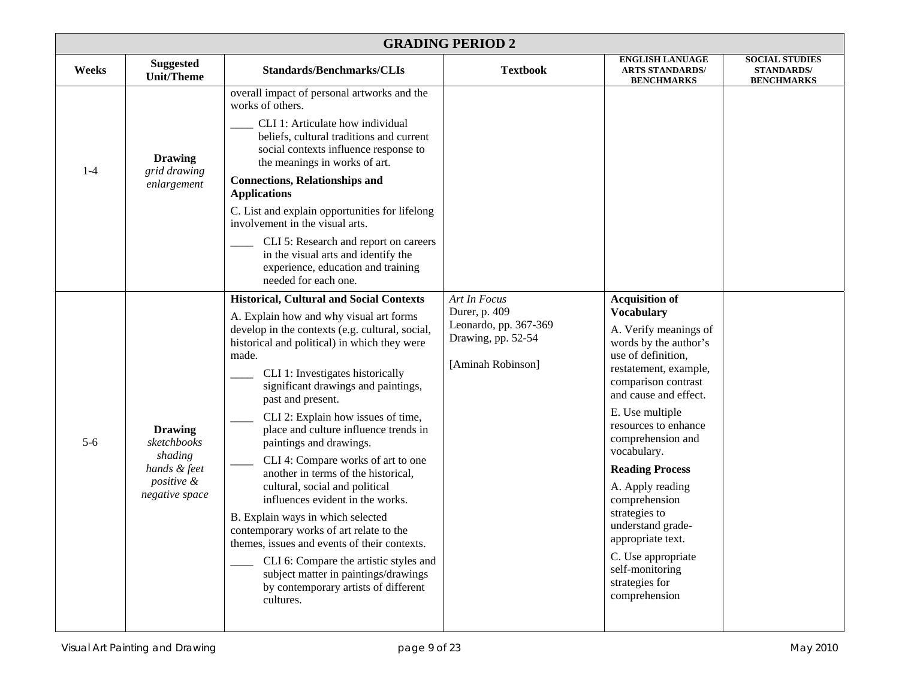| GRADING PERIOD 2 | | | | | |
|---|---|---|---|---|---|
| **Weeks** | **Suggested Unit/Theme** | **Standards/Benchmarks/CLIs** | **Textbook** | **ENGLISH LANUAGE ARTS STANDARDS/ BENCHMARKS** | **SOCIAL STUDIES STANDARDS/ BENCHMARKS** |
| 1-4 | **Drawing**<br>*grid drawing*<br>*enlargement* | overall impact of personal artworks and the works of others.<br>____ CLI 1: Articulate how individual beliefs, cultural traditions and current social contexts influence response to the meanings in works of art.<br>**Connections, Relationships and Applications**<br>C. List and explain opportunities for lifelong involvement in the visual arts.<br>____ CLI 5: Research and report on careers in the visual arts and identify the experience, education and training needed for each one. | | | |
| 5-6 | **Drawing**<br>*sketchbooks*<br>*shading*<br>*hands & feet*<br>*positive & negative space* | **Historical, Cultural and Social Contexts**<br>A. Explain how and why visual art forms develop in the contexts (e.g. cultural, social, historical and political) in which they were made.<br>____ CLI 1: Investigates historically significant drawings and paintings, past and present.<br>____ CLI 2: Explain how issues of time, place and culture influence trends in paintings and drawings.<br>____ CLI 4: Compare works of art to one another in terms of the historical, cultural, social and political influences evident in the works.<br>B. Explain ways in which selected contemporary works of art relate to the themes, issues and events of their contexts.<br>____ CLI 6: Compare the artistic styles and subject matter in paintings/drawings by contemporary artists of different cultures. | *Art In Focus*<br>Durer, p. 409<br>Leonardo, pp. 367-369<br>Drawing, pp. 52-54<br><br>[Aminah Robinson] | **Acquisition of Vocabulary**<br>A. Verify meanings of words by the author's use of definition, restatement, example, comparison contrast and cause and effect.<br>E. Use multiple resources to enhance comprehension and vocabulary.<br>**Reading Process**<br>A. Apply reading comprehension strategies to understand grade-appropriate text.<br>C. Use appropriate self-monitoring strategies for comprehension | |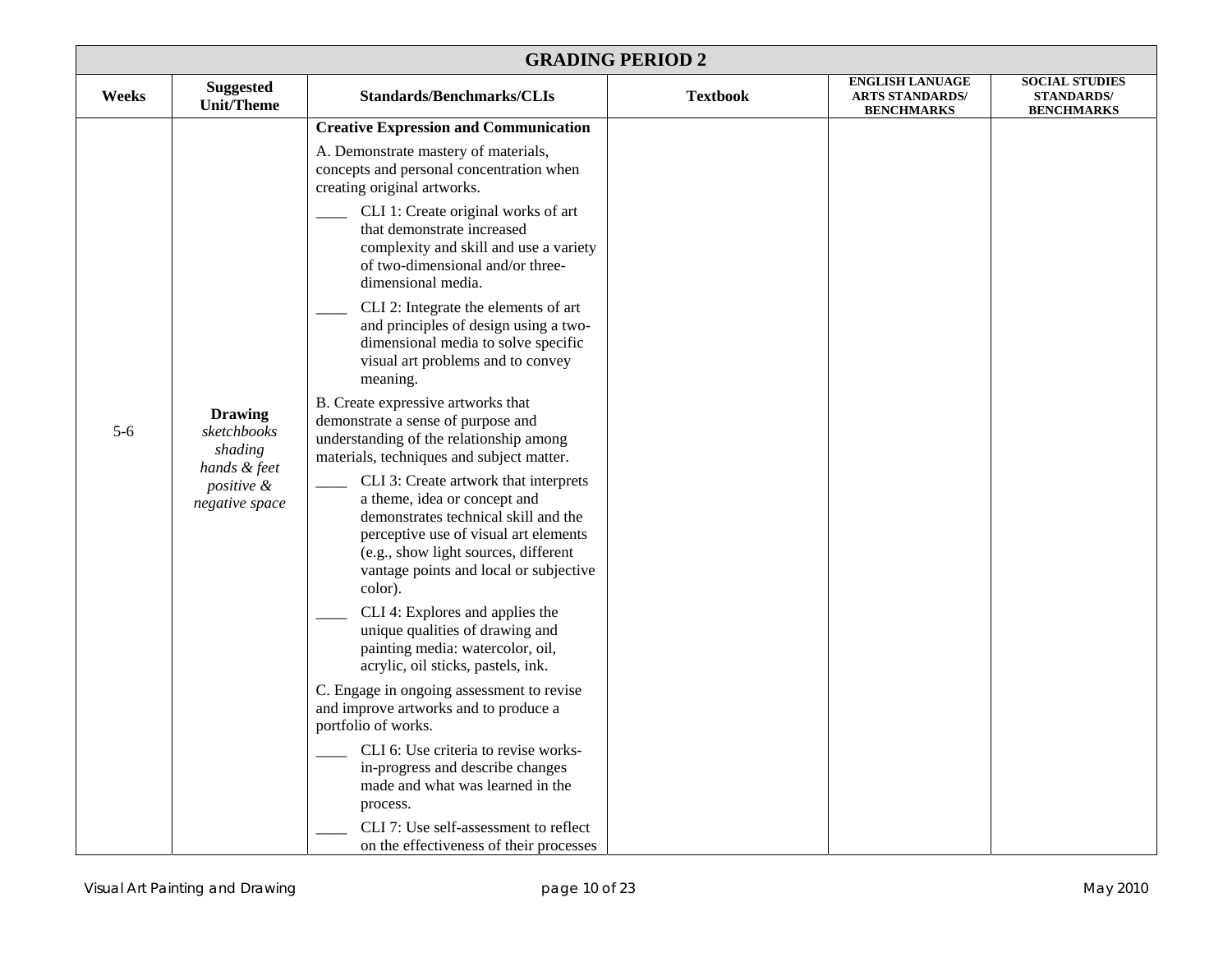| GRADING PERIOD 2 | | | | | |
|---|---|---|---|---|---|
| **Weeks** | **Suggested Unit/Theme** | **Standards/Benchmarks/CLIs** | **Textbook** | **ENGLISH LANUAGE ARTS STANDARDS/ BENCHMARKS** | **SOCIAL STUDIES STANDARDS/ BENCHMARKS** |
| 5-6 | **Drawing** *sketchbooks* *shading* *hands & feet* *positive & negative space* | **Creative Expression and Communication**<br><br>A. Demonstrate mastery of materials, concepts and personal concentration when creating original artworks.<br><br>____ CLI 1: Create original works of art that demonstrate increased complexity and skill and use a variety of two-dimensional and/or three-dimensional media.<br><br>____ CLI 2: Integrate the elements of art and principles of design using a two-dimensional media to solve specific visual art problems and to convey meaning.<br><br>B. Create expressive artworks that demonstrate a sense of purpose and understanding of the relationship among materials, techniques and subject matter.<br><br>____ CLI 3: Create artwork that interprets a theme, idea or concept and demonstrates technical skill and the perceptive use of visual art elements (e.g., show light sources, different vantage points and local or subjective color).<br><br>____ CLI 4: Explores and applies the unique qualities of drawing and painting media: watercolor, oil, acrylic, oil sticks, pastels, ink.<br><br>C. Engage in ongoing assessment to revise and improve artworks and to produce a portfolio of works.<br><br>____ CLI 6: Use criteria to revise works-in-progress and describe changes made and what was learned in the process.<br><br>____ CLI 7: Use self-assessment to reflect on the effectiveness of their processes | | | |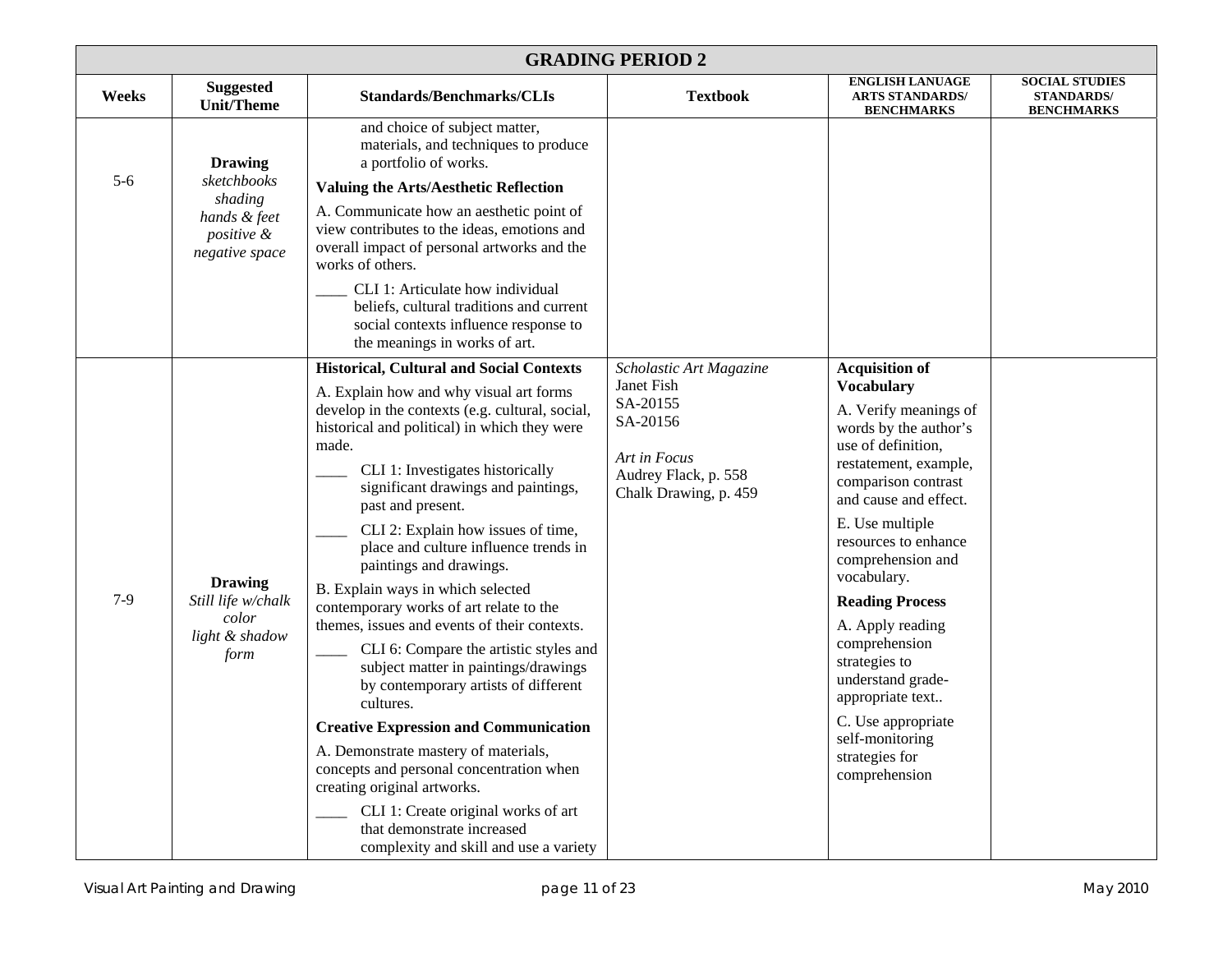| GRADING PERIOD 2 | | | | | |
|---|---|---|---|---|---|
| **Weeks** | **Suggested Unit/Theme** | **Standards/Benchmarks/CLIs** | **Textbook** | **ENGLISH LANUAGE ARTS STANDARDS/ BENCHMARKS** | **SOCIAL STUDIES STANDARDS/ BENCHMARKS** |
| 5-6 | **Drawing** *sketchbooks shading hands & feet positive & negative space* | and choice of subject matter, materials, and techniques to produce a portfolio of works. <br> **Valuing the Arts/Aesthetic Reflection** <br> A. Communicate how an aesthetic point of view contributes to the ideas, emotions and overall impact of personal artworks and the works of others. <br> ____ CLI 1: Articulate how individual beliefs, cultural traditions and current social contexts influence response to the meanings in works of art. | | | |
| 7-9 | **Drawing** *Still life w/chalk color light & shadow form* | **Historical, Cultural and Social Contexts** <br> A. Explain how and why visual art forms develop in the contexts (e.g. cultural, social, historical and political) in which they were made. <br> ____ CLI 1: Investigates historically significant drawings and paintings, past and present. <br> ____ CLI 2: Explain how issues of time, place and culture influence trends in paintings and drawings. <br> B. Explain ways in which selected contemporary works of art relate to the themes, issues and events of their contexts. <br> ____ CLI 6: Compare the artistic styles and subject matter in paintings/drawings by contemporary artists of different cultures. <br> **Creative Expression and Communication** <br> A. Demonstrate mastery of materials, concepts and personal concentration when creating original artworks. <br> ____ CLI 1: Create original works of art that demonstrate increased complexity and skill and use a variety | *Scholastic Art Magazine* <br> Janet Fish <br> SA-20155 <br> SA-20156 <br><br> *Art in Focus* <br> Audrey Flack, p. 558 <br> Chalk Drawing, p. 459 | **Acquisition of Vocabulary** <br> A. Verify meanings of words by the author's use of definition, restatement, example, comparison contrast and cause and effect. <br> E. Use multiple resources to enhance comprehension and vocabulary. <br> **Reading Process** <br> A. Apply reading comprehension strategies to understand grade-appropriate text.. <br> C. Use appropriate self-monitoring strategies for comprehension | |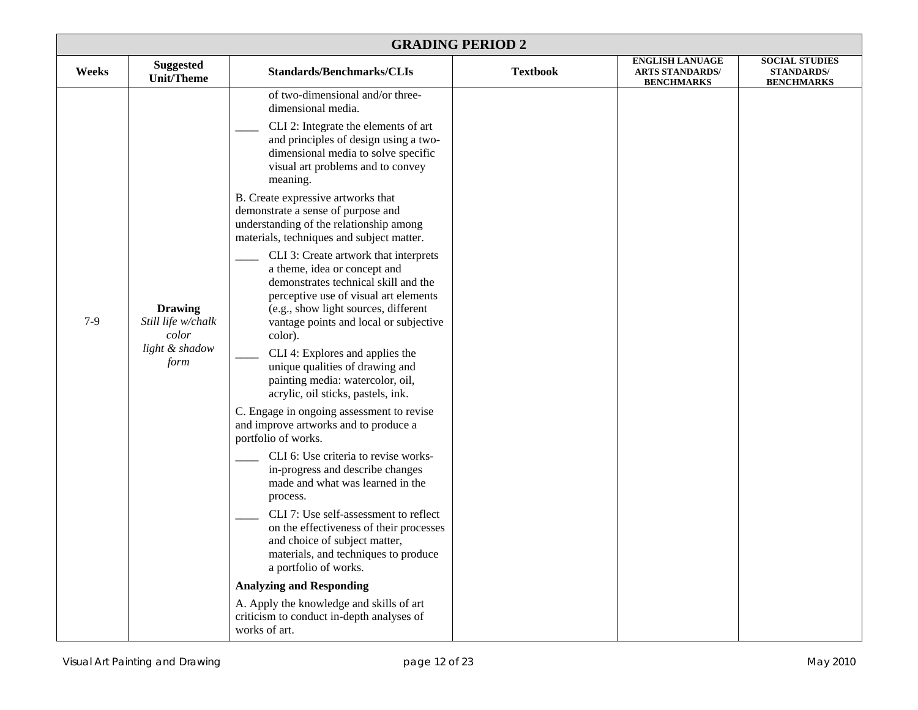| GRADING PERIOD 2 | | | | | |
|---|---|---|---|---|---|
| **Weeks** | **Suggested Unit/Theme** | **Standards/Benchmarks/CLIs** | **Textbook** | **ENGLISH LANUAGE ARTS STANDARDS/ BENCHMARKS** | **SOCIAL STUDIES STANDARDS/ BENCHMARKS** |
| 7-9 | **Drawing** *Still life w/chalk color* *light & shadow* *form* | of two-dimensional and/or three-dimensional media.<br>____ CLI 2: Integrate the elements of art and principles of design using a two-dimensional media to solve specific visual art problems and to convey meaning.<br>B. Create expressive artworks that demonstrate a sense of purpose and understanding of the relationship among materials, techniques and subject matter.<br>____ CLI 3: Create artwork that interprets a theme, idea or concept and demonstrates technical skill and the perceptive use of visual art elements (e.g., show light sources, different vantage points and local or subjective color).<br>____ CLI 4: Explores and applies the unique qualities of drawing and painting media: watercolor, oil, acrylic, oil sticks, pastels, ink.<br>C. Engage in ongoing assessment to revise and improve artworks and to produce a portfolio of works.<br>____ CLI 6: Use criteria to revise works-in-progress and describe changes made and what was learned in the process.<br>____ CLI 7: Use self-assessment to reflect on the effectiveness of their processes and choice of subject matter, materials, and techniques to produce a portfolio of works.<br>**Analyzing and Responding**<br>A. Apply the knowledge and skills of art criticism to conduct in-depth analyses of works of art. | | | |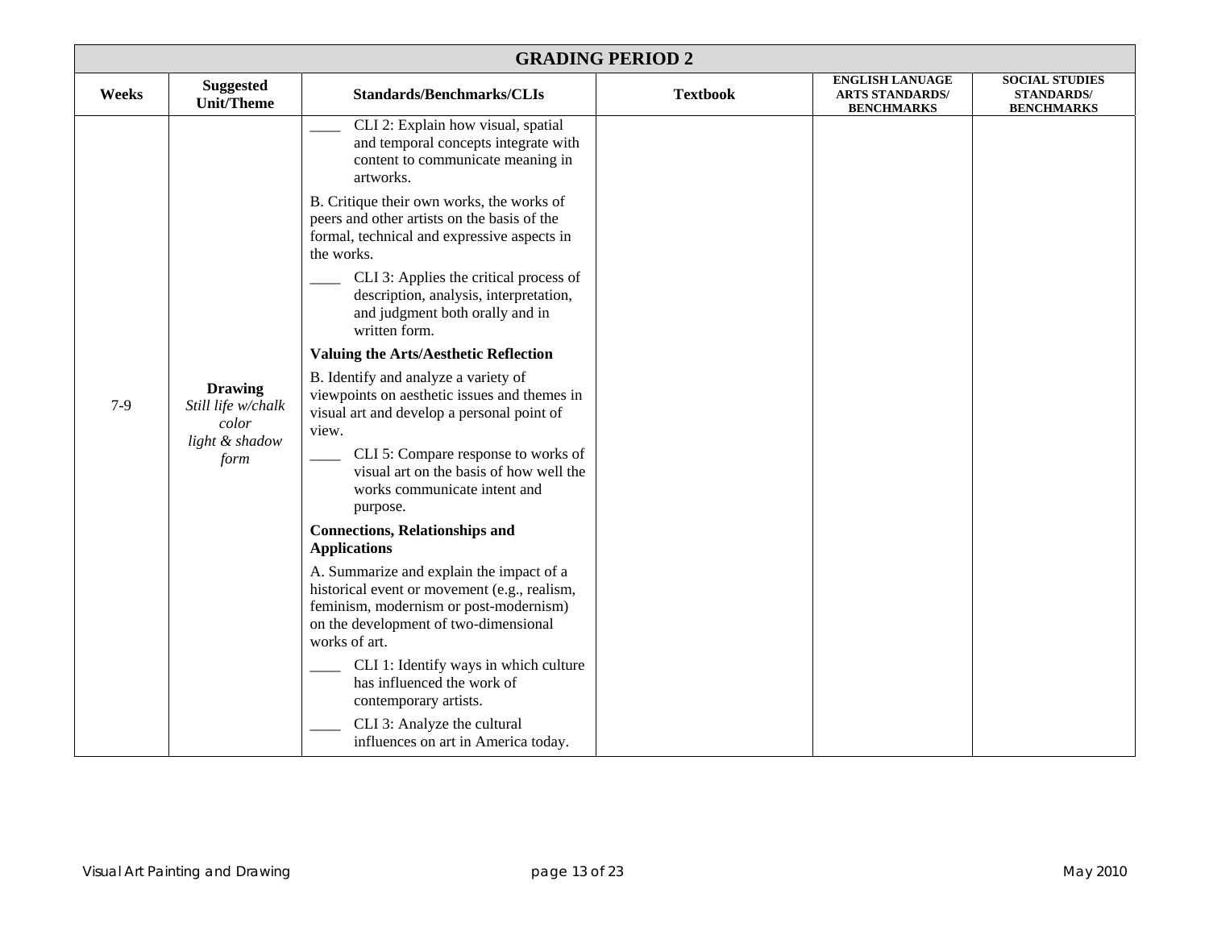| GRADING PERIOD 2 | | | | | |
|---|---|---|---|---|---|
| **Weeks** | **Suggested Unit/Theme** | **Standards/Benchmarks/CLIs** | **Textbook** | **ENGLISH LANUAGE ARTS STANDARDS/ BENCHMARKS** | **SOCIAL STUDIES STANDARDS/ BENCHMARKS** |
| 7-9 | **Drawing**<br>*Still life w/chalk*<br>*color*<br>*light & shadow*<br>*form* | ____ CLI 2: Explain how visual, spatial and temporal concepts integrate with content to communicate meaning in artworks.<br><br>B. Critique their own works, the works of peers and other artists on the basis of the formal, technical and expressive aspects in the works.<br><br>____ CLI 3: Applies the critical process of description, analysis, interpretation, and judgment both orally and in written form.<br><br>**Valuing the Arts/Aesthetic Reflection**<br><br>B. Identify and analyze a variety of viewpoints on aesthetic issues and themes in visual art and develop a personal point of view.<br><br>____ CLI 5: Compare response to works of visual art on the basis of how well the works communicate intent and purpose.<br><br>**Connections, Relationships and Applications**<br><br>A. Summarize and explain the impact of a historical event or movement (e.g., realism, feminism, modernism or post-modernism) on the development of two-dimensional works of art.<br><br>____ CLI 1: Identify ways in which culture has influenced the work of contemporary artists.<br><br>____ CLI 3: Analyze the cultural influences on art in America today. | | | |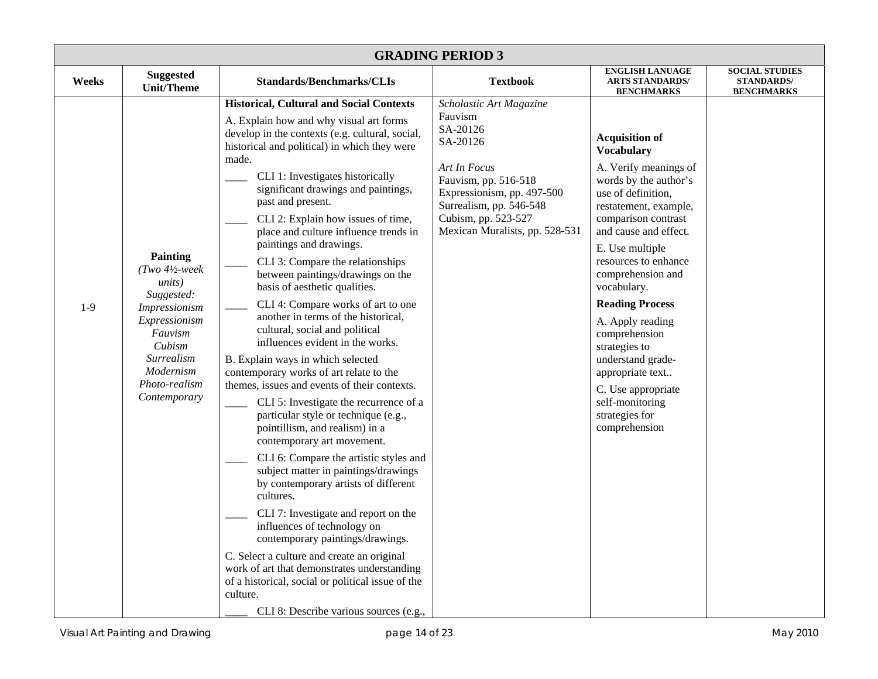| GRADING PERIOD 3 | | | | | |
|---|---|---|---|---|---|
| **Weeks** | **Suggested Unit/Theme** | **Standards/Benchmarks/CLIs** | **Textbook** | **ENGLISH LANUAGE ARTS STANDARDS/ BENCHMARKS** | **SOCIAL STUDIES STANDARDS/ BENCHMARKS** |
| 1-9 | **Painting** *(Two 4½-week units)* *Suggested:* *Impressionism* *Expressionism* *Fauvism* *Cubism* *Surrealism* *Modernism* *Photo-realism* *Contemporary* | **Historical, Cultural and Social Contexts**<br>A. Explain how and why visual art forms develop in the contexts (e.g. cultural, social, historical and political) in which they were made.<br>____ CLI 1: Investigates historically significant drawings and paintings, past and present.<br>____ CLI 2: Explain how issues of time, place and culture influence trends in paintings and drawings.<br>____ CLI 3: Compare the relationships between paintings/drawings on the basis of aesthetic qualities.<br>____ CLI 4: Compare works of art to one another in terms of the historical, cultural, social and political influences evident in the works.<br>B. Explain ways in which selected contemporary works of art relate to the themes, issues and events of their contexts.<br>____ CLI 5: Investigate the recurrence of a particular style or technique (e.g., pointillism, and realism) in a contemporary art movement.<br>____ CLI 6: Compare the artistic styles and subject matter in paintings/drawings by contemporary artists of different cultures.<br>____ CLI 7: Investigate and report on the influences of technology on contemporary paintings/drawings.<br>C. Select a culture and create an original work of art that demonstrates understanding of a historical, social or political issue of the culture.<br>____ CLI 8: Describe various sources (e.g., | *Scholastic Art Magazine*<br>Fauvism<br>SA-20126<br>SA-20126<br><br>*Art In Focus*<br>Fauvism, pp. 516-518<br>Expressionism, pp. 497-500<br>Surrealism, pp. 546-548<br>Cubism, pp. 523-527<br>Mexican Muralists, pp. 528-531 | **Acquisition of Vocabulary**<br>A. Verify meanings of words by the author's use of definition, restatement, example, comparison contrast and cause and effect.<br>E. Use multiple resources to enhance comprehension and vocabulary.<br>**Reading Process**<br>A. Apply reading comprehension strategies to understand grade-appropriate text..<br>C. Use appropriate self-monitoring strategies for comprehension | |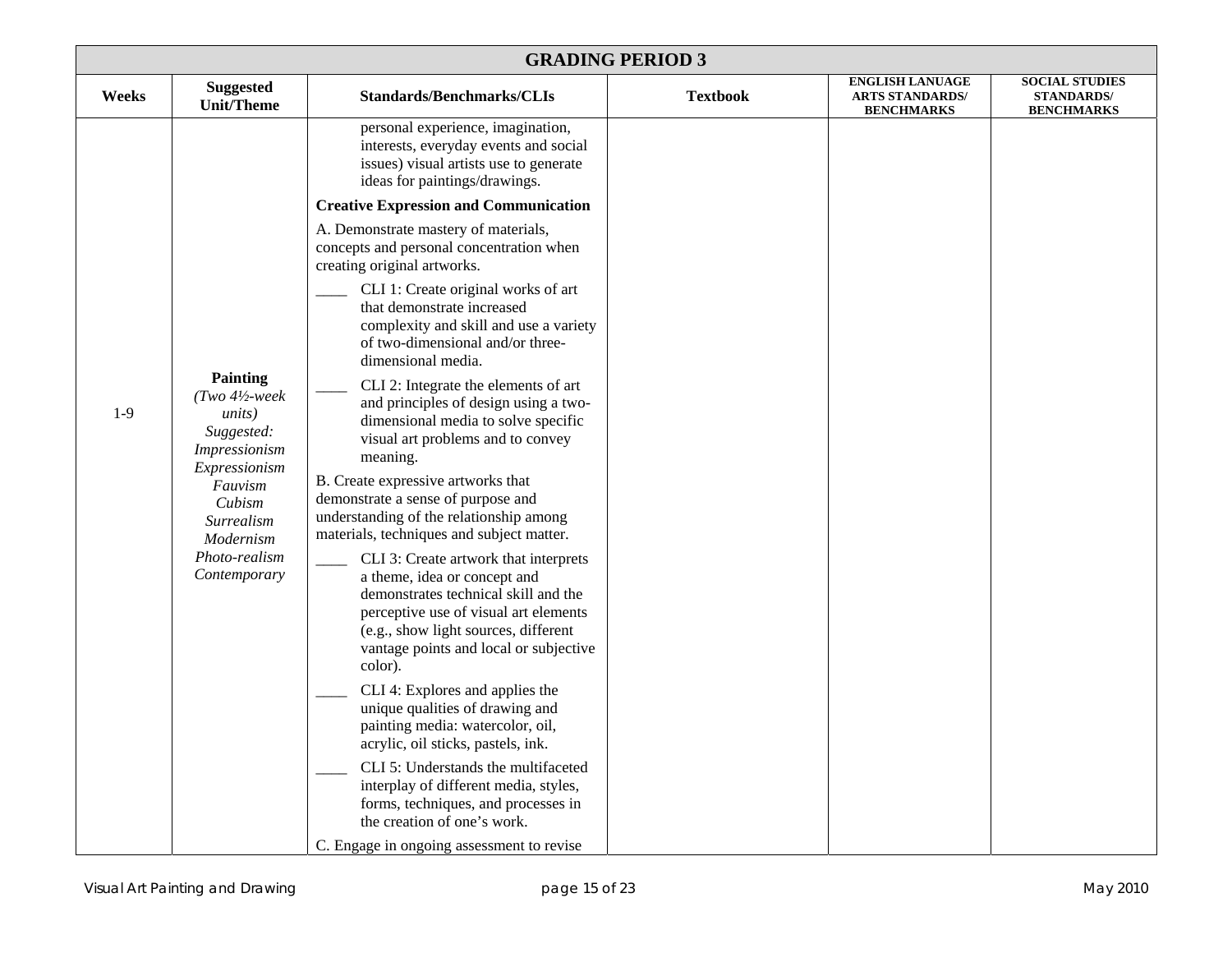| GRADING PERIOD 3 | | | | | |
|---|---|---|---|---|---|
| **Weeks** | **Suggested Unit/Theme** | **Standards/Benchmarks/CLIs** | **Textbook** | **ENGLISH LANUAGE ARTS STANDARDS/ BENCHMARKS** | **SOCIAL STUDIES STANDARDS/ BENCHMARKS** |
| 1-9 | **Painting** *(Two 4½-week units)* *Suggested:* *Impressionism* *Expressionism* *Fauvism* *Cubism* *Surrealism* *Modernism* *Photo-realism* *Contemporary* | personal experience, imagination, interests, everyday events and social issues) visual artists use to generate ideas for paintings/drawings.<br><br>**Creative Expression and Communication**<br><br>A. Demonstrate mastery of materials, concepts and personal concentration when creating original artworks.<br><br>____ CLI 1: Create original works of art that demonstrate increased complexity and skill and use a variety of two-dimensional and/or three-dimensional media.<br><br>____ CLI 2: Integrate the elements of art and principles of design using a two-dimensional media to solve specific visual art problems and to convey meaning.<br><br>B. Create expressive artworks that demonstrate a sense of purpose and understanding of the relationship among materials, techniques and subject matter.<br><br>____ CLI 3: Create artwork that interprets a theme, idea or concept and demonstrates technical skill and the perceptive use of visual art elements (e.g., show light sources, different vantage points and local or subjective color).<br><br>____ CLI 4: Explores and applies the unique qualities of drawing and painting media: watercolor, oil, acrylic, oil sticks, pastels, ink.<br><br>____ CLI 5: Understands the multifaceted interplay of different media, styles, forms, techniques, and processes in the creation of one's work.<br><br>C. Engage in ongoing assessment to revise | | | |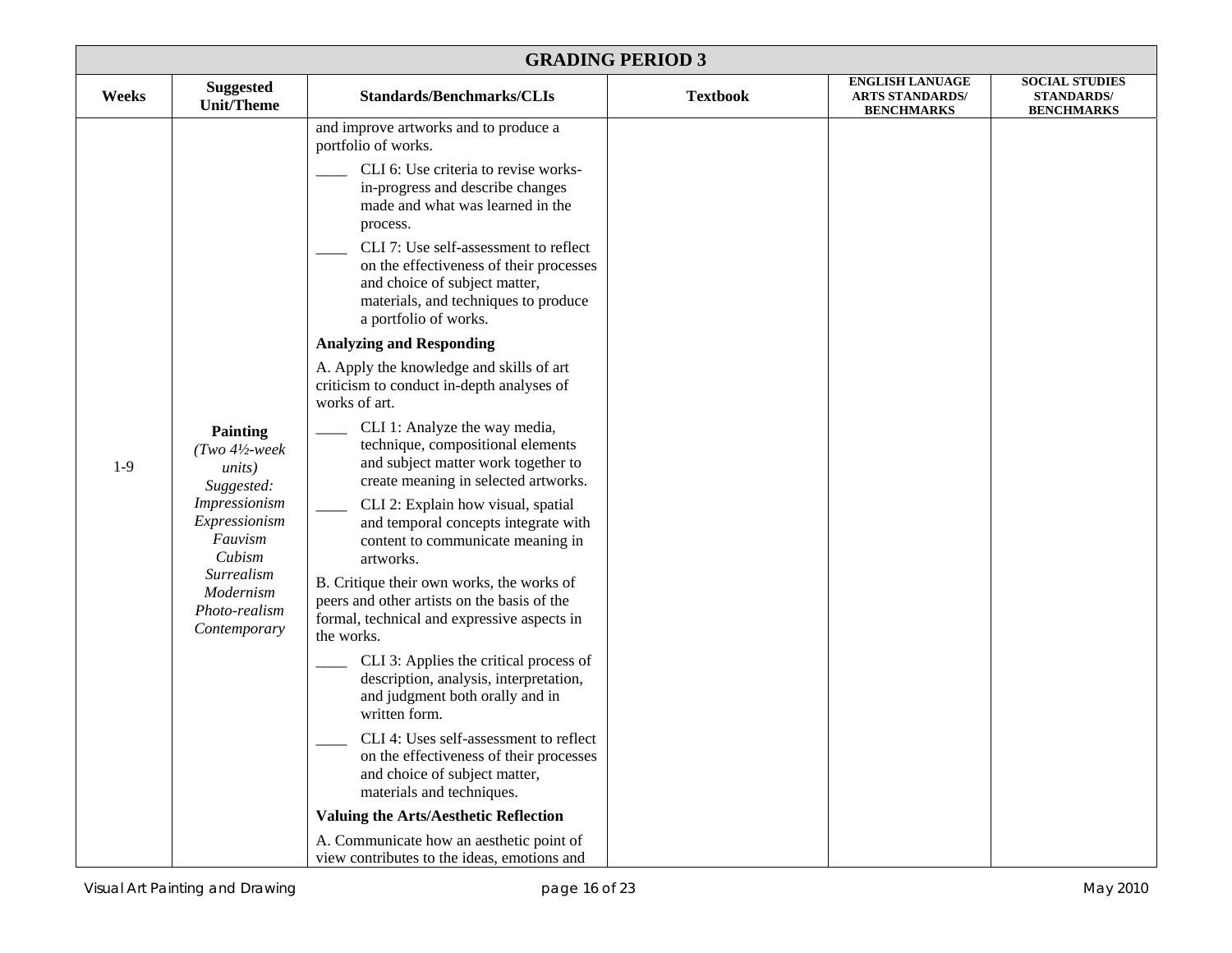| GRADING PERIOD 3 | | | | | |
|---|---|---|---|---|---|
| **Weeks** | **Suggested Unit/Theme** | **Standards/Benchmarks/CLIs** | **Textbook** | **ENGLISH LANUAGE ARTS STANDARDS/ BENCHMARKS** | **SOCIAL STUDIES STANDARDS/ BENCHMARKS** |
| 1-9 | **Painting** *(Two 4½-week units)* *Suggested:* *Impressionism* *Expressionism* *Fauvism* *Cubism* *Surrealism* *Modernism* *Photo-realism* *Contemporary* | and improve artworks and to produce a portfolio of works.<br>____ CLI 6: Use criteria to revise works-in-progress and describe changes made and what was learned in the process.<br>____ CLI 7: Use self-assessment to reflect on the effectiveness of their processes and choice of subject matter, materials, and techniques to produce a portfolio of works.<br>**Analyzing and Responding**<br>A. Apply the knowledge and skills of art criticism to conduct in-depth analyses of works of art.<br>____ CLI 1: Analyze the way media, technique, compositional elements and subject matter work together to create meaning in selected artworks.<br>____ CLI 2: Explain how visual, spatial and temporal concepts integrate with content to communicate meaning in artworks.<br>B. Critique their own works, the works of peers and other artists on the basis of the formal, technical and expressive aspects in the works.<br>____ CLI 3: Applies the critical process of description, analysis, interpretation, and judgment both orally and in written form.<br>____ CLI 4: Uses self-assessment to reflect on the effectiveness of their processes and choice of subject matter, materials and techniques.<br>**Valuing the Arts/Aesthetic Reflection**<br>A. Communicate how an aesthetic point of view contributes to the ideas, emotions and | | | |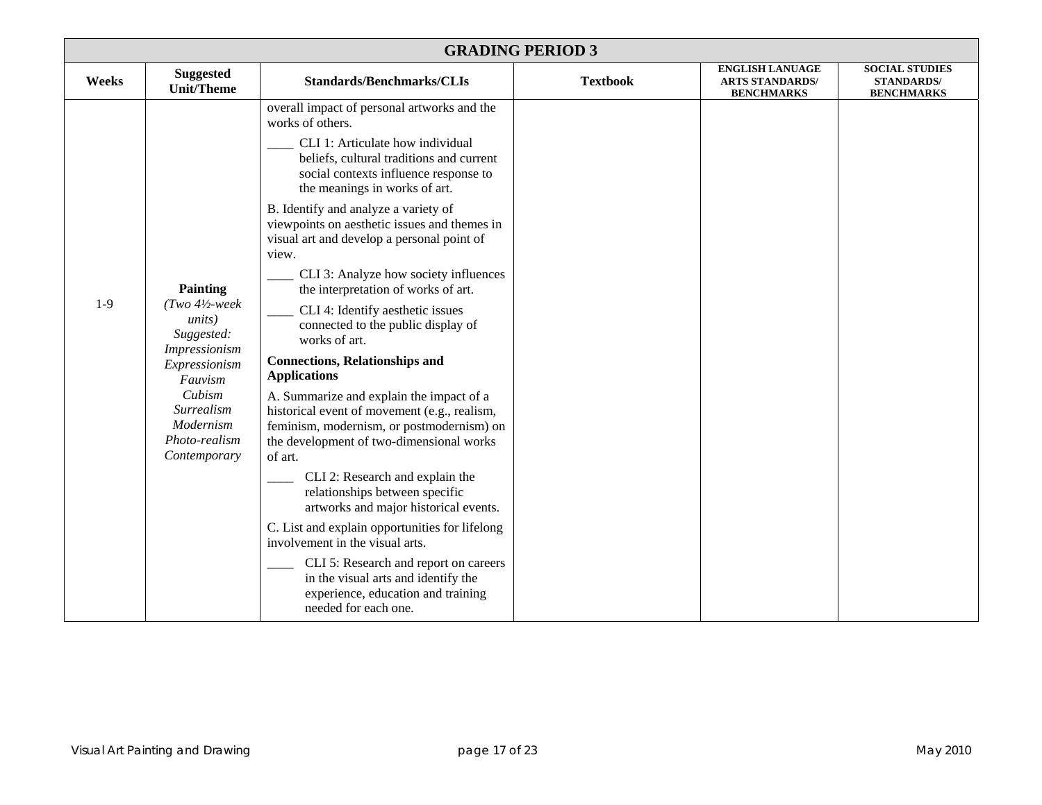| GRADING PERIOD 3 | | | | | |
|---|---|---|---|---|---|
| **Weeks** | **Suggested Unit/Theme** | **Standards/Benchmarks/CLIs** | **Textbook** | **ENGLISH LANUAGE ARTS STANDARDS/ BENCHMARKS** | **SOCIAL STUDIES STANDARDS/ BENCHMARKS** |
| 1-9 | **Painting** *(Two 4½-week units)* *Suggested: Impressionism Expressionism Fauvism Cubism Surrealism Modernism Photo-realism Contemporary* | overall impact of personal artworks and the works of others.<br>____ CLI 1: Articulate how individual beliefs, cultural traditions and current social contexts influence response to the meanings in works of art.<br>B. Identify and analyze a variety of viewpoints on aesthetic issues and themes in visual art and develop a personal point of view.<br>____ CLI 3: Analyze how society influences the interpretation of works of art.<br>____ CLI 4: Identify aesthetic issues connected to the public display of works of art.<br>**Connections, Relationships and Applications**<br>A. Summarize and explain the impact of a historical event of movement (e.g., realism, feminism, modernism, or postmodernism) on the development of two-dimensional works of art.<br>____ CLI 2: Research and explain the relationships between specific artworks and major historical events.<br>C. List and explain opportunities for lifelong involvement in the visual arts.<br>____ CLI 5: Research and report on careers in the visual arts and identify the experience, education and training needed for each one. | | | |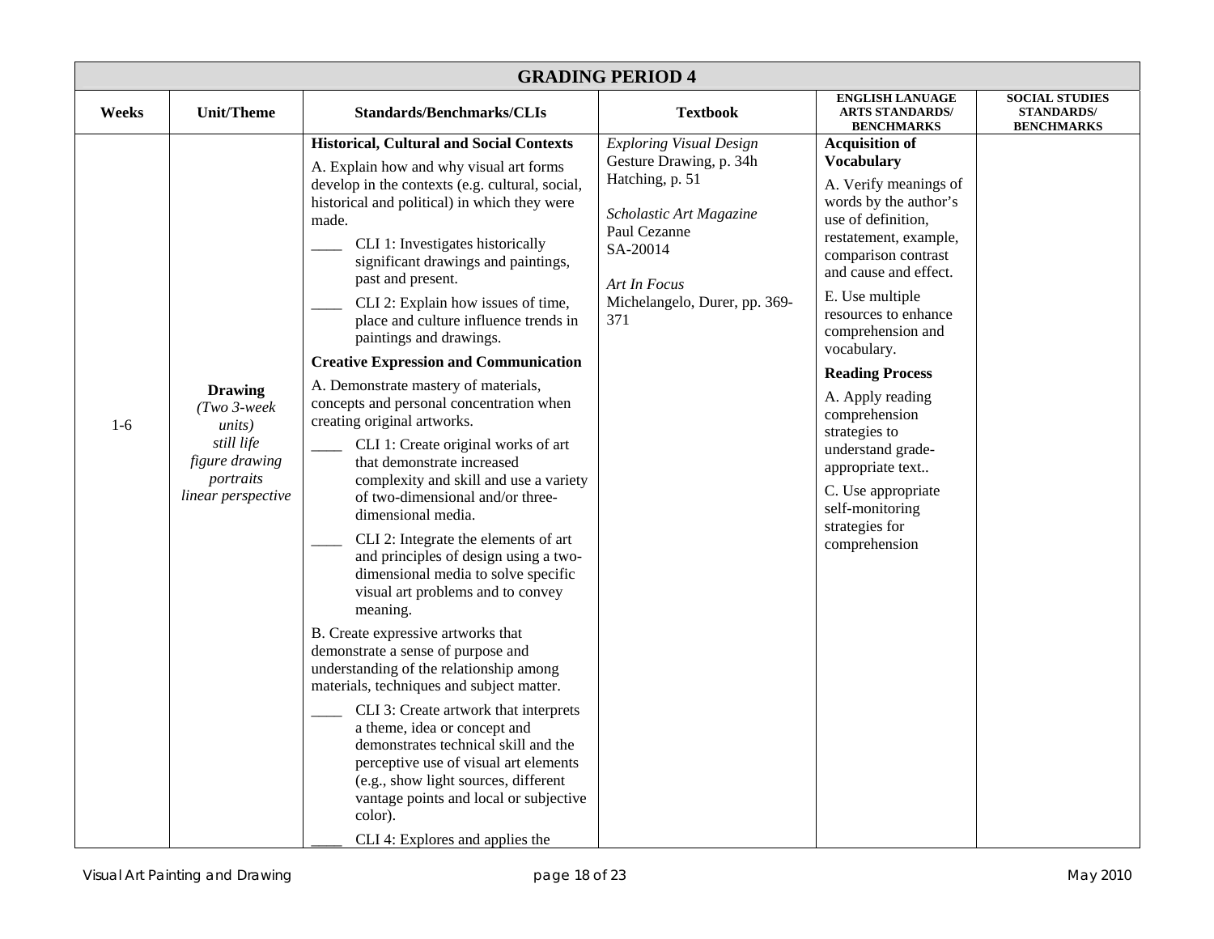| GRADING PERIOD 4 | | | | | |
|---|---|---|---|---|---|
| **Weeks** | **Unit/Theme** | **Standards/Benchmarks/CLIs** | **Textbook** | **ENGLISH LANUAGE ARTS STANDARDS/ BENCHMARKS** | **SOCIAL STUDIES STANDARDS/ BENCHMARKS** |
| 1-6 | **Drawing** *(Two 3-week units)* *still life* *figure drawing* *portraits* *linear perspective* | **Historical, Cultural and Social Contexts**<br>A. Explain how and why visual art forms develop in the contexts (e.g. cultural, social, historical and political) in which they were made.<br>____ CLI 1: Investigates historically significant drawings and paintings, past and present.<br>____ CLI 2: Explain how issues of time, place and culture influence trends in paintings and drawings.<br>**Creative Expression and Communication**<br>A. Demonstrate mastery of materials, concepts and personal concentration when creating original artworks.<br>____ CLI 1: Create original works of art that demonstrate increased complexity and skill and use a variety of two-dimensional and/or three-dimensional media.<br>____ CLI 2: Integrate the elements of art and principles of design using a two-dimensional media to solve specific visual art problems and to convey meaning.<br>B. Create expressive artworks that demonstrate a sense of purpose and understanding of the relationship among materials, techniques and subject matter.<br>____ CLI 3: Create artwork that interprets a theme, idea or concept and demonstrates technical skill and the perceptive use of visual art elements (e.g., show light sources, different vantage points and local or subjective color).<br>____ CLI 4: Explores and applies the | *Exploring Visual Design*<br>Gesture Drawing, p. 34h<br>Hatching, p. 51<br><br>*Scholastic Art Magazine*<br>Paul Cezanne<br>SA-20014<br><br>*Art In Focus*<br>Michelangelo, Durer, pp. 369-371 | **Acquisition of Vocabulary**<br>A. Verify meanings of words by the author's use of definition, restatement, example, comparison contrast and cause and effect.<br>E. Use multiple resources to enhance comprehension and vocabulary.<br>**Reading Process**<br>A. Apply reading comprehension strategies to understand grade-appropriate text..<br>C. Use appropriate self-monitoring strategies for comprehension | |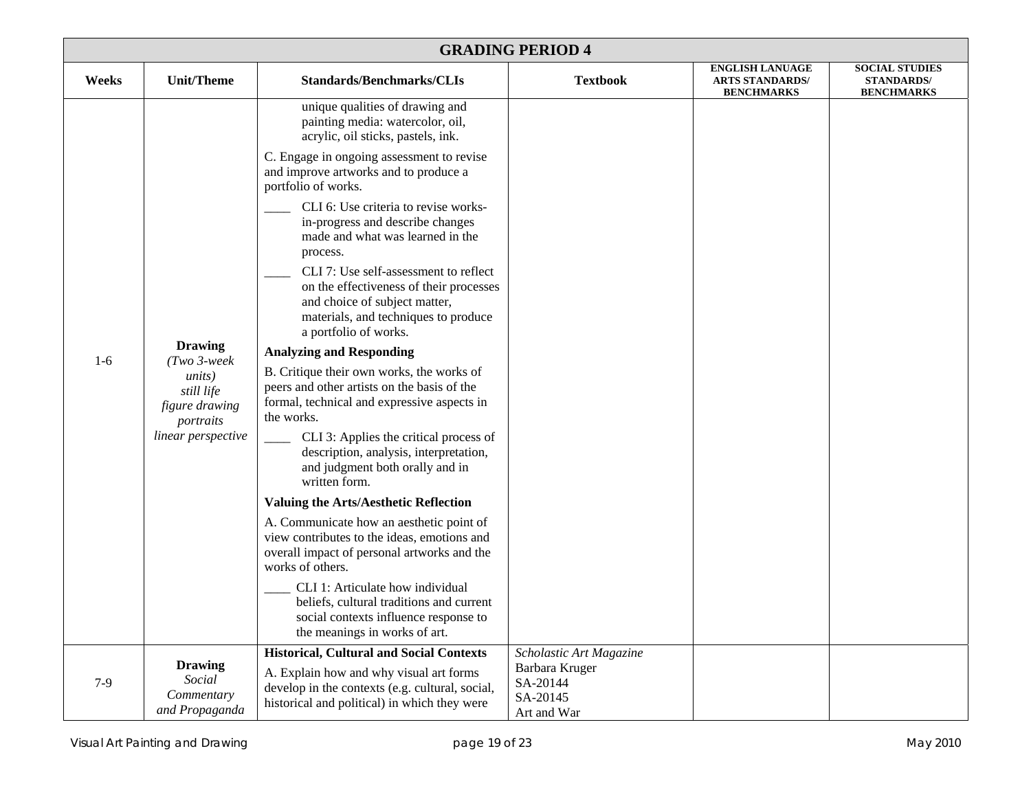## GRADING PERIOD 4

| Weeks | Unit/Theme | Standards/Benchmarks/CLIs | Textbook | ENGLISH LANUAGE ARTS STANDARDS/ BENCHMARKS | SOCIAL STUDIES STANDARDS/ BENCHMARKS |
|---|---|---|---|---|---|
| 1-6 | **Drawing** *(Two 3-week units) still life figure drawing portraits linear perspective* | unique qualities of drawing and painting media: watercolor, oil, acrylic, oil sticks, pastels, ink. <br><br> C. Engage in ongoing assessment to revise and improve artworks and to produce a portfolio of works. <br><br> ____ CLI 6: Use criteria to revise works-in-progress and describe changes made and what was learned in the process. <br><br> ____ CLI 7: Use self-assessment to reflect on the effectiveness of their processes and choice of subject matter, materials, and techniques to produce a portfolio of works. <br><br> **Analyzing and Responding** <br><br> B. Critique their own works, the works of peers and other artists on the basis of the formal, technical and expressive aspects in the works. <br><br> ____ CLI 3: Applies the critical process of description, analysis, interpretation, and judgment both orally and in written form. <br><br> **Valuing the Arts/Aesthetic Reflection** <br><br> A. Communicate how an aesthetic point of view contributes to the ideas, emotions and overall impact of personal artworks and the works of others. <br><br> ____ CLI 1: Articulate how individual beliefs, cultural traditions and current social contexts influence response to the meanings in works of art. | | | |
| 7-9 | **Drawing** *Social Commentary and Propaganda* | **Historical, Cultural and Social Contexts** <br><br> A. Explain how and why visual art forms develop in the contexts (e.g. cultural, social, historical and political) in which they were | *Scholastic Art Magazine* <br> Barbara Kruger <br> SA-20144 <br> SA-20145 <br> Art and War | | |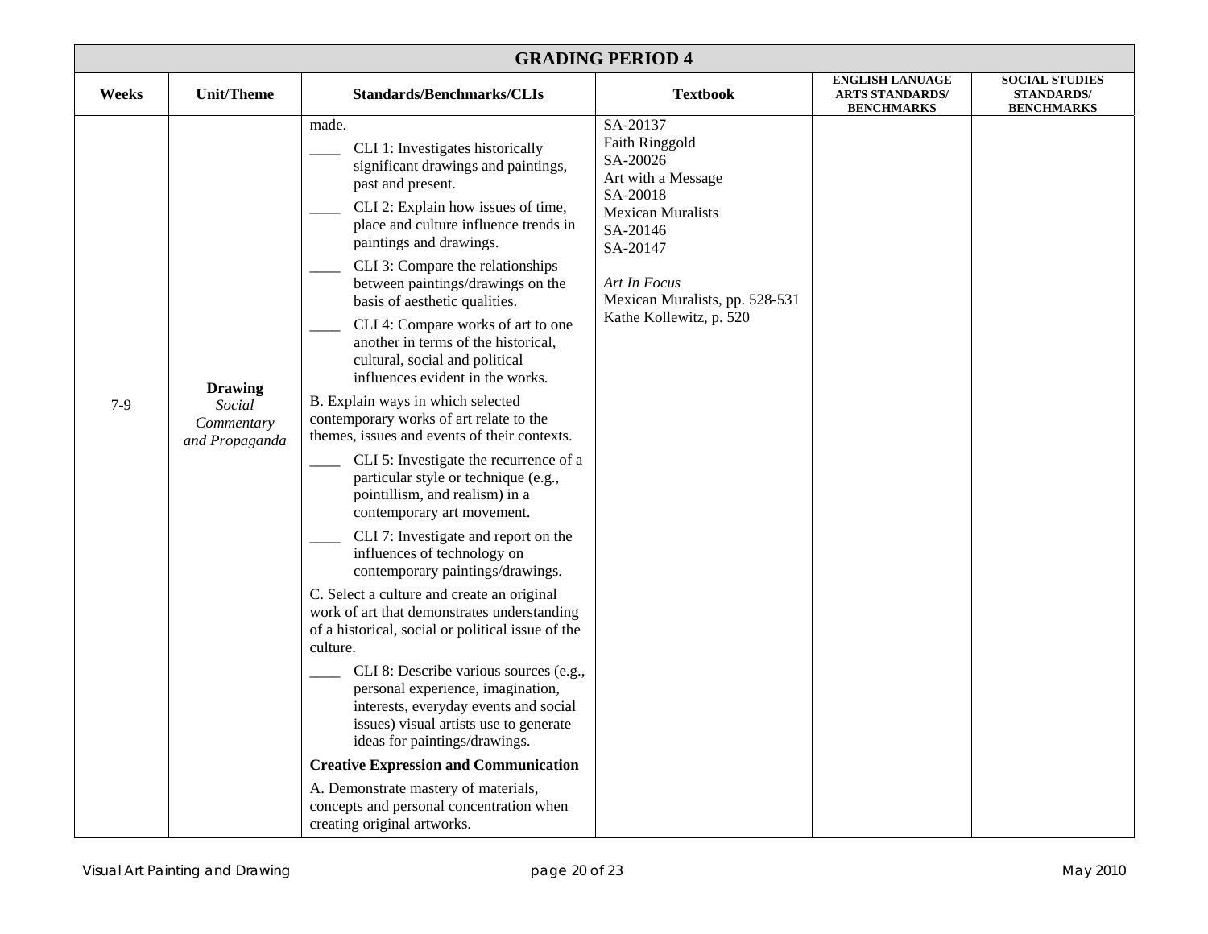## GRADING PERIOD 4

| Weeks | Unit/Theme | Standards/Benchmarks/CLIs | Textbook | ENGLISH LANUAGE ARTS STANDARDS/ BENCHMARKS | SOCIAL STUDIES STANDARDS/ BENCHMARKS |
|---|---|---|---|---|---|
| 7-9 | **Drawing** *Social Commentary and Propaganda* | made.<br>____ CLI 1: Investigates historically significant drawings and paintings, past and present.<br>____ CLI 2: Explain how issues of time, place and culture influence trends in paintings and drawings.<br>____ CLI 3: Compare the relationships between paintings/drawings on the basis of aesthetic qualities.<br>____ CLI 4: Compare works of art to one another in terms of the historical, cultural, social and political influences evident in the works.<br>B. Explain ways in which selected contemporary works of art relate to the themes, issues and events of their contexts.<br>____ CLI 5: Investigate the recurrence of a particular style or technique (e.g., pointillism, and realism) in a contemporary art movement.<br>____ CLI 7: Investigate and report on the influences of technology on contemporary paintings/drawings.<br>C. Select a culture and create an original work of art that demonstrates understanding of a historical, social or political issue of the culture.<br>____ CLI 8: Describe various sources (e.g., personal experience, imagination, interests, everyday events and social issues) visual artists use to generate ideas for paintings/drawings.<br>**Creative Expression and Communication**<br>A. Demonstrate mastery of materials, concepts and personal concentration when creating original artworks. | SA-20137<br>Faith Ringgold<br>SA-20026<br>Art with a Message<br>SA-20018<br>Mexican Muralists<br>SA-20146<br>SA-20147<br><br>*Art In Focus*<br>Mexican Muralists, pp. 528-531<br>Kathe Kollewitz, p. 520 | | |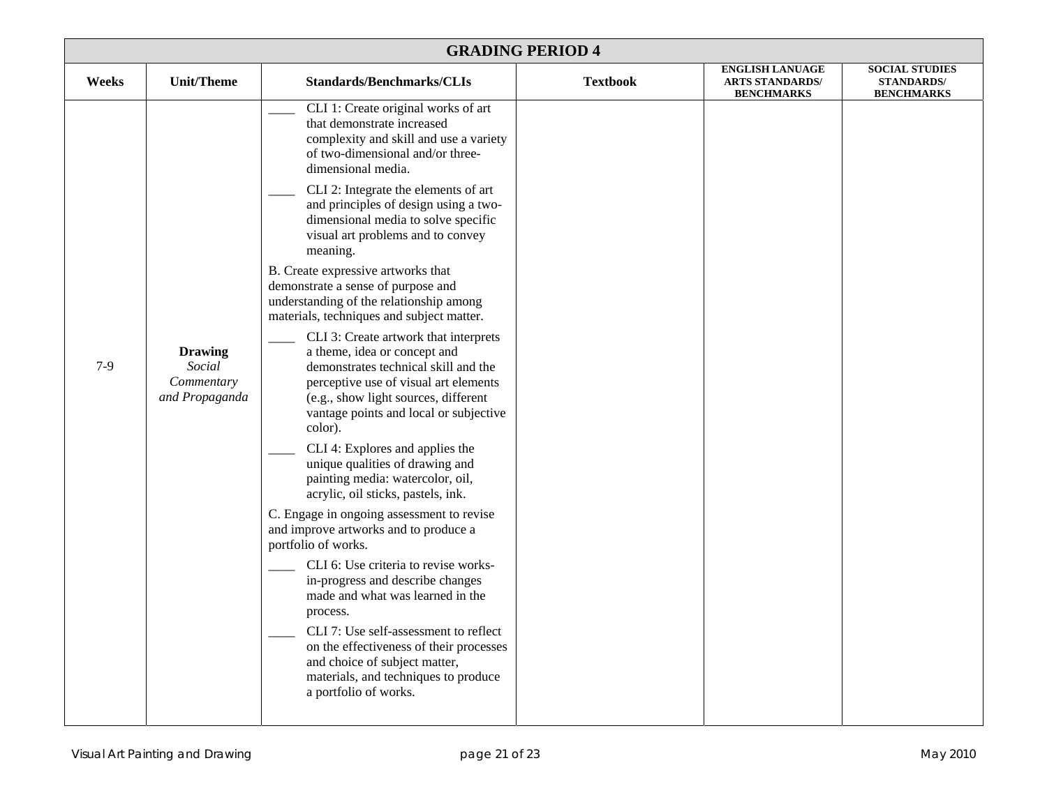| GRADING PERIOD 4 | | | | | |
|---|---|---|---|---|---|
| **Weeks** | **Unit/Theme** | **Standards/Benchmarks/CLIs** | **Textbook** | **ENGLISH LANUAGE ARTS STANDARDS/ BENCHMARKS** | **SOCIAL STUDIES STANDARDS/ BENCHMARKS** |
| 7-9 | **Drawing** *Social Commentary and Propaganda* | ____ CLI 1: Create original works of art that demonstrate increased complexity and skill and use a variety of two-dimensional and/or three-dimensional media.<br><br>____ CLI 2: Integrate the elements of art and principles of design using a two-dimensional media to solve specific visual art problems and to convey meaning.<br><br>B. Create expressive artworks that demonstrate a sense of purpose and understanding of the relationship among materials, techniques and subject matter.<br><br>____ CLI 3: Create artwork that interprets a theme, idea or concept and demonstrates technical skill and the perceptive use of visual art elements (e.g., show light sources, different vantage points and local or subjective color).<br><br>____ CLI 4: Explores and applies the unique qualities of drawing and painting media: watercolor, oil, acrylic, oil sticks, pastels, ink.<br><br>C. Engage in ongoing assessment to revise and improve artworks and to produce a portfolio of works.<br><br>____ CLI 6: Use criteria to revise works-in-progress and describe changes made and what was learned in the process.<br><br>____ CLI 7: Use self-assessment to reflect on the effectiveness of their processes and choice of subject matter, materials, and techniques to produce a portfolio of works. | | | |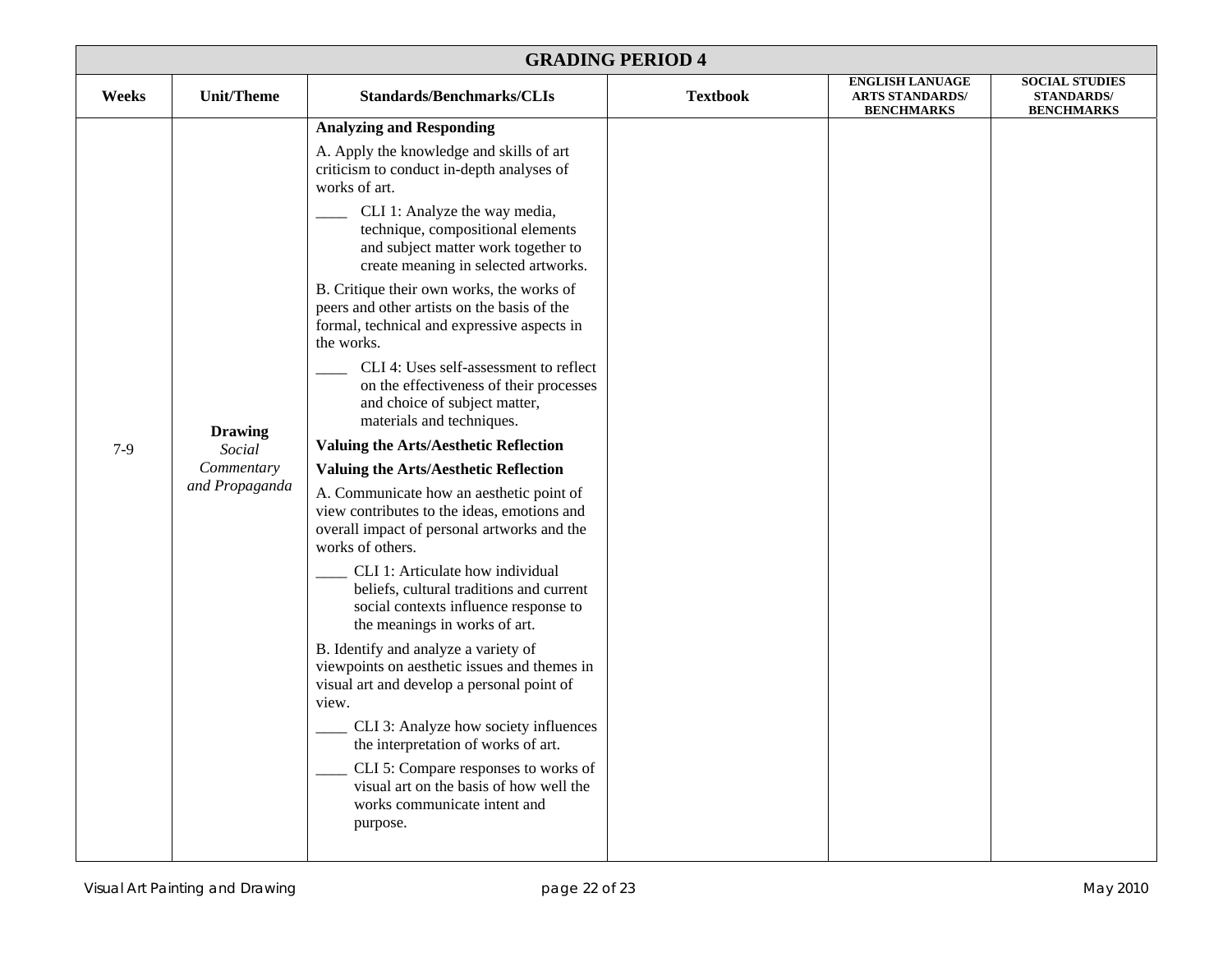| GRADING PERIOD 4 | | | | | |
|---|---|---|---|---|---|
| **Weeks** | **Unit/Theme** | **Standards/Benchmarks/CLIs** | **Textbook** | **ENGLISH LANUAGE ARTS STANDARDS/ BENCHMARKS** | **SOCIAL STUDIES STANDARDS/ BENCHMARKS** |
| 7-9 | **Drawing** *Social Commentary and Propaganda* | **Analyzing and Responding**<br>A. Apply the knowledge and skills of art criticism to conduct in-depth analyses of works of art.<br>____ CLI 1: Analyze the way media, technique, compositional elements and subject matter work together to create meaning in selected artworks.<br>B. Critique their own works, the works of peers and other artists on the basis of the formal, technical and expressive aspects in the works.<br>____ CLI 4: Uses self-assessment to reflect on the effectiveness of their processes and choice of subject matter, materials and techniques.<br>**Valuing the Arts/Aesthetic Reflection**<br>**Valuing the Arts/Aesthetic Reflection**<br>A. Communicate how an aesthetic point of view contributes to the ideas, emotions and overall impact of personal artworks and the works of others.<br>____ CLI 1: Articulate how individual beliefs, cultural traditions and current social contexts influence response to the meanings in works of art.<br>B. Identify and analyze a variety of viewpoints on aesthetic issues and themes in visual art and develop a personal point of view.<br>____ CLI 3: Analyze how society influences the interpretation of works of art.<br>____ CLI 5: Compare responses to works of visual art on the basis of how well the works communicate intent and purpose. | | | |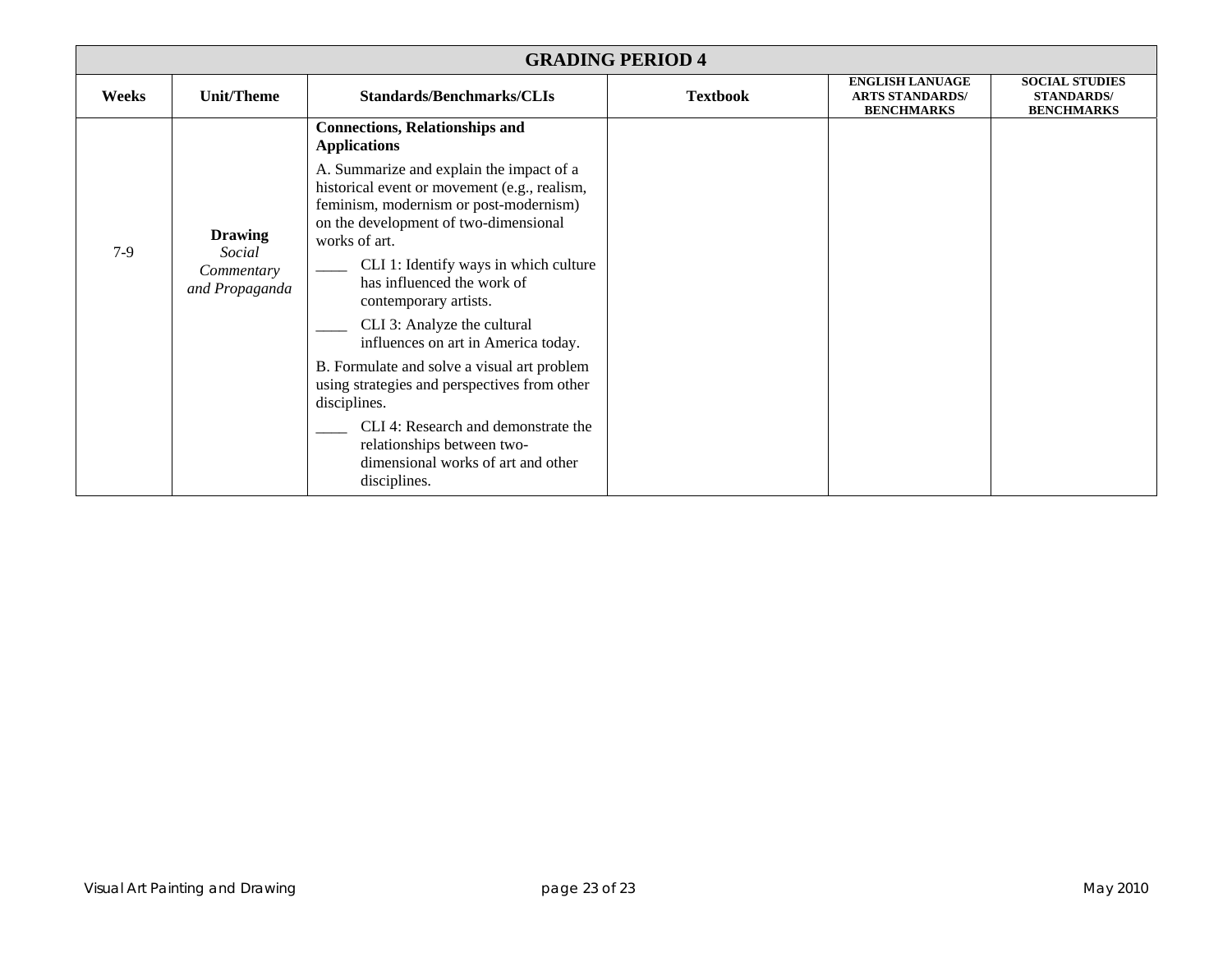| GRADING PERIOD 4 | | | | | |
|---|---|---|---|---|---|
| **Weeks** | **Unit/Theme** | **Standards/Benchmarks/CLIs** | **Textbook** | **ENGLISH LANUAGE ARTS STANDARDS/ BENCHMARKS** | **SOCIAL STUDIES STANDARDS/ BENCHMARKS** |
| 7-9 | **Drawing** *Social Commentary and Propaganda* | **Connections, Relationships and Applications**<br>A. Summarize and explain the impact of a historical event or movement (e.g., realism, feminism, modernism or post-modernism) on the development of two-dimensional works of art.<br>____ CLI 1: Identify ways in which culture has influenced the work of contemporary artists.<br>____ CLI 3: Analyze the cultural influences on art in America today.<br>B. Formulate and solve a visual art problem using strategies and perspectives from other disciplines.<br>____ CLI 4: Research and demonstrate the relationships between two-dimensional works of art and other disciplines. | | | |